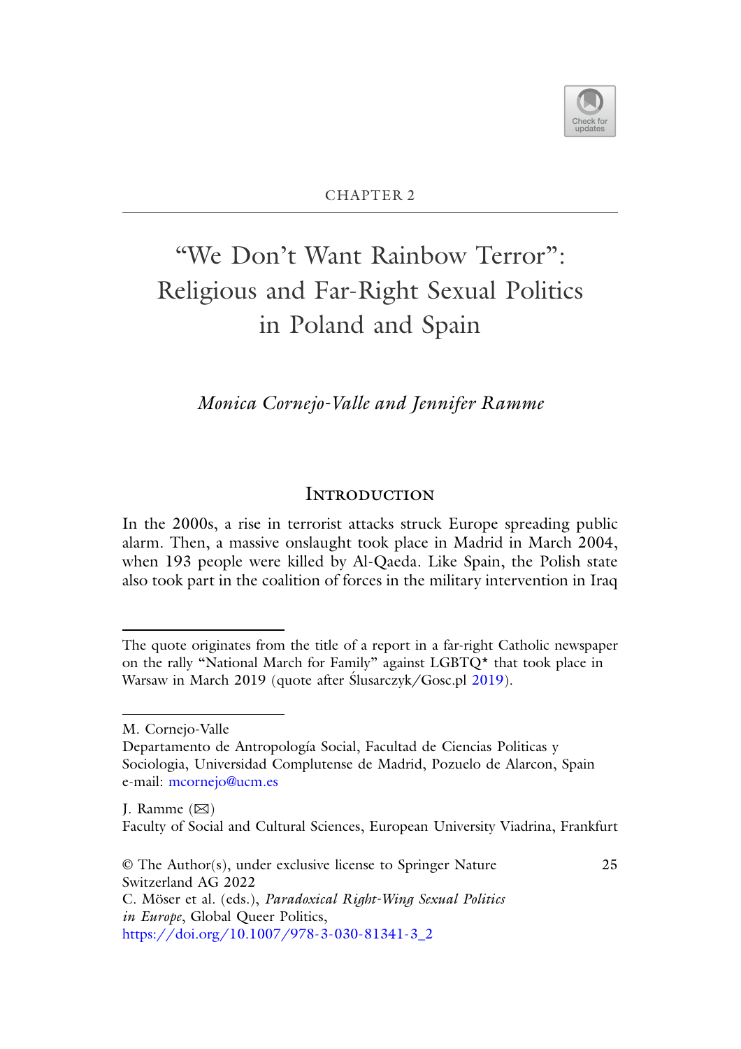CHAPTER 2

# "We Don't Want Rainbow Terror": Religious and Far-Right Sexual Politics in Poland and Spain

*Monica Cornejo-Valle and Jennifer Ramme*

## Introduction

In the 2000s, a rise in terrorist attacks struck Europe spreading public alarm. Then, a massive onslaught took place in Madrid in March 2004, when 193 people were killed by Al-Qaeda. Like Spain, the Polish state also took part in the coalition of forces in the military intervention in Iraq

---

The quote originates from the title of a report in a far-right Catholic newspaper on the rally "National March for Family" against LGBTQ* that took place in Warsaw in March 2019 (quote after Ślusarczyk/Gosc.pl 2019).

---

M. Cornejo-Valle
Departamento de Antropología Social, Facultad de Ciencias Politicas y Sociologia, Universidad Complutense de Madrid, Pozuelo de Alarcon, Spain
e-mail: mcornejo@ucm.es

J. Ramme (✉)
Faculty of Social and Cultural Sciences, European University Viadrina, Frankfurt

© The Author(s), under exclusive license to Springer Nature Switzerland AG 2022
C. Möser et al. (eds.), *Paradoxical Right-Wing Sexual Politics in Europe*, Global Queer Politics,
https://doi.org/10.1007/978-3-030-81341-3_2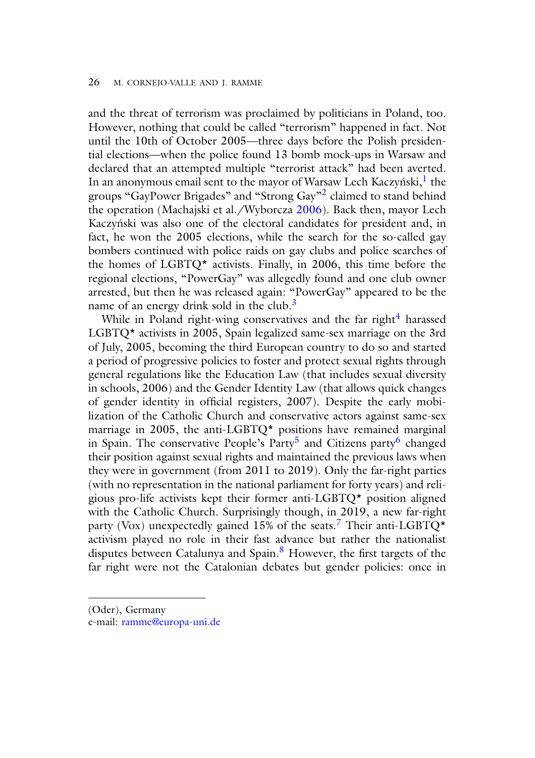and the threat of terrorism was proclaimed by politicians in Poland, too. However, nothing that could be called "terrorism" happened in fact. Not until the 10th of October 2005—three days before the Polish presidential elections—when the police found 13 bomb mock-ups in Warsaw and declared that an attempted multiple "terrorist attack" had been averted. In an anonymous email sent to the mayor of Warsaw Lech Kaczyński,[1] the groups "GayPower Brigades" and "Strong Gay"[2] claimed to stand behind the operation (Machajski et al./Wyborcza 2006). Back then, mayor Lech Kaczyński was also one of the electoral candidates for president and, in fact, he won the 2005 elections, while the search for the so-called gay bombers continued with police raids on gay clubs and police searches of the homes of LGBTQ* activists. Finally, in 2006, this time before the regional elections, "PowerGay" was allegedly found and one club owner arrested, but then he was released again: "PowerGay" appeared to be the name of an energy drink sold in the club.[3]

While in Poland right-wing conservatives and the far right[4] harassed LGBTQ* activists in 2005, Spain legalized same-sex marriage on the 3rd of July, 2005, becoming the third European country to do so and started a period of progressive policies to foster and protect sexual rights through general regulations like the Education Law (that includes sexual diversity in schools, 2006) and the Gender Identity Law (that allows quick changes of gender identity in official registers, 2007). Despite the early mobilization of the Catholic Church and conservative actors against same-sex marriage in 2005, the anti-LGBTQ* positions have remained marginal in Spain. The conservative People's Party[5] and Citizens party[6] changed their position against sexual rights and maintained the previous laws when they were in government (from 2011 to 2019). Only the far-right parties (with no representation in the national parliament for forty years) and religious pro-life activists kept their former anti-LGBTQ* position aligned with the Catholic Church. Surprisingly though, in 2019, a new far-right party (Vox) unexpectedly gained 15% of the seats.[7] Their anti-LGBTQ* activism played no role in their fast advance but rather the nationalist disputes between Catalunya and Spain.[8] However, the first targets of the far right were not the Catalonian debates but gender policies: once in

(Oder), Germany
e-mail: ramme@europa-uni.de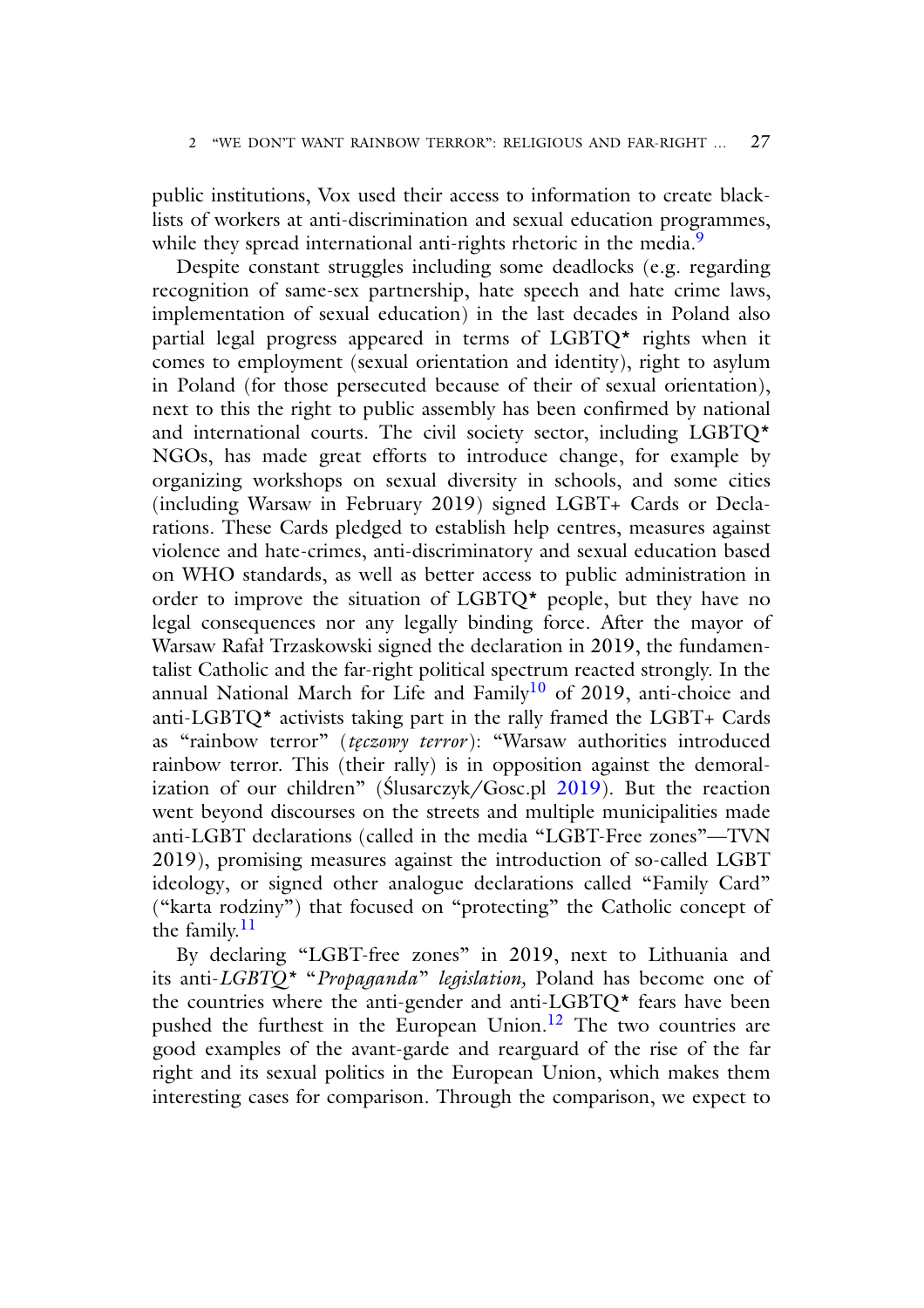public institutions, Vox used their access to information to create blacklists of workers at anti-discrimination and sexual education programmes, while they spread international anti-rights rhetoric in the media.[9]

Despite constant struggles including some deadlocks (e.g. regarding recognition of same-sex partnership, hate speech and hate crime laws, implementation of sexual education) in the last decades in Poland also partial legal progress appeared in terms of LGBTQ* rights when it comes to employment (sexual orientation and identity), right to asylum in Poland (for those persecuted because of their of sexual orientation), next to this the right to public assembly has been confirmed by national and international courts. The civil society sector, including LGBTQ* NGOs, has made great efforts to introduce change, for example by organizing workshops on sexual diversity in schools, and some cities (including Warsaw in February 2019) signed LGBT+ Cards or Declarations. These Cards pledged to establish help centres, measures against violence and hate-crimes, anti-discriminatory and sexual education based on WHO standards, as well as better access to public administration in order to improve the situation of LGBTQ* people, but they have no legal consequences nor any legally binding force. After the mayor of Warsaw Rafał Trzaskowski signed the declaration in 2019, the fundamentalist Catholic and the far-right political spectrum reacted strongly. In the annual National March for Life and Family[10] of 2019, anti-choice and anti-LGBTQ* activists taking part in the rally framed the LGBT+ Cards as "rainbow terror" (*tęczowy terror*): "Warsaw authorities introduced rainbow terror. This (their rally) is in opposition against the demoralization of our children" (Ślusarczyk/Gosc.pl 2019). But the reaction went beyond discourses on the streets and multiple municipalities made anti-LGBT declarations (called in the media "LGBT-Free zones"—TVN 2019), promising measures against the introduction of so-called LGBT ideology, or signed other analogue declarations called "Family Card" ("karta rodziny") that focused on "protecting" the Catholic concept of the family.[11]

By declaring "LGBT-free zones" in 2019, next to Lithuania and its anti-*LGBTQ** "*Propaganda*" *legislation,* Poland has become one of the countries where the anti-gender and anti-LGBTQ* fears have been pushed the furthest in the European Union.[12] The two countries are good examples of the avant-garde and rearguard of the rise of the far right and its sexual politics in the European Union, which makes them interesting cases for comparison. Through the comparison, we expect to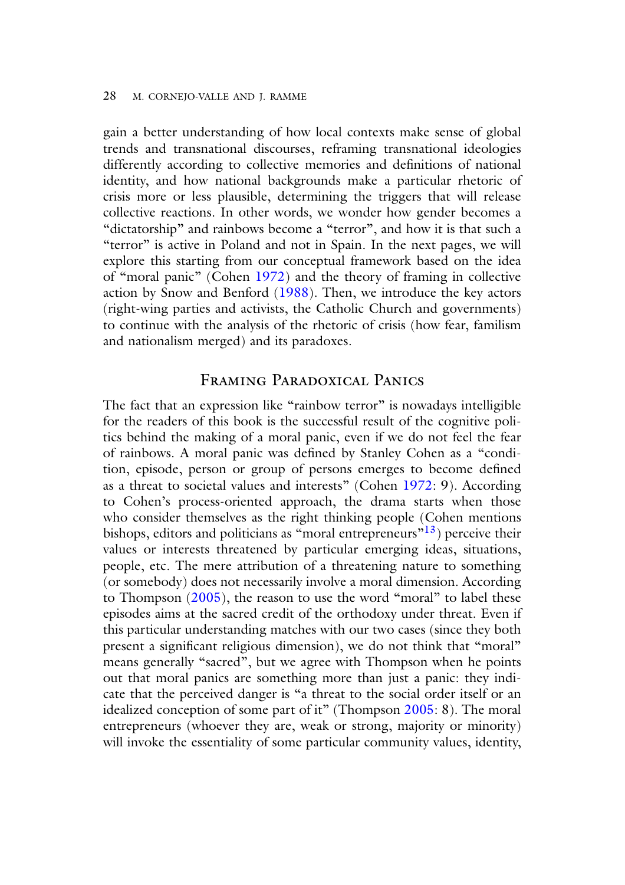gain a better understanding of how local contexts make sense of global trends and transnational discourses, reframing transnational ideologies differently according to collective memories and definitions of national identity, and how national backgrounds make a particular rhetoric of crisis more or less plausible, determining the triggers that will release collective reactions. In other words, we wonder how gender becomes a "dictatorship" and rainbows become a "terror", and how it is that such a "terror" is active in Poland and not in Spain. In the next pages, we will explore this starting from our conceptual framework based on the idea of "moral panic" (Cohen 1972) and the theory of framing in collective action by Snow and Benford (1988). Then, we introduce the key actors (right-wing parties and activists, the Catholic Church and governments) to continue with the analysis of the rhetoric of crisis (how fear, familism and nationalism merged) and its paradoxes.

## Framing Paradoxical Panics

The fact that an expression like "rainbow terror" is nowadays intelligible for the readers of this book is the successful result of the cognitive politics behind the making of a moral panic, even if we do not feel the fear of rainbows. A moral panic was defined by Stanley Cohen as a "condition, episode, person or group of persons emerges to become defined as a threat to societal values and interests" (Cohen 1972: 9). According to Cohen's process-oriented approach, the drama starts when those who consider themselves as the right thinking people (Cohen mentions bishops, editors and politicians as "moral entrepreneurs"[13]) perceive their values or interests threatened by particular emerging ideas, situations, people, etc. The mere attribution of a threatening nature to something (or somebody) does not necessarily involve a moral dimension. According to Thompson (2005), the reason to use the word "moral" to label these episodes aims at the sacred credit of the orthodoxy under threat. Even if this particular understanding matches with our two cases (since they both present a significant religious dimension), we do not think that "moral" means generally "sacred", but we agree with Thompson when he points out that moral panics are something more than just a panic: they indicate that the perceived danger is "a threat to the social order itself or an idealized conception of some part of it" (Thompson 2005: 8). The moral entrepreneurs (whoever they are, weak or strong, majority or minority) will invoke the essentiality of some particular community values, identity,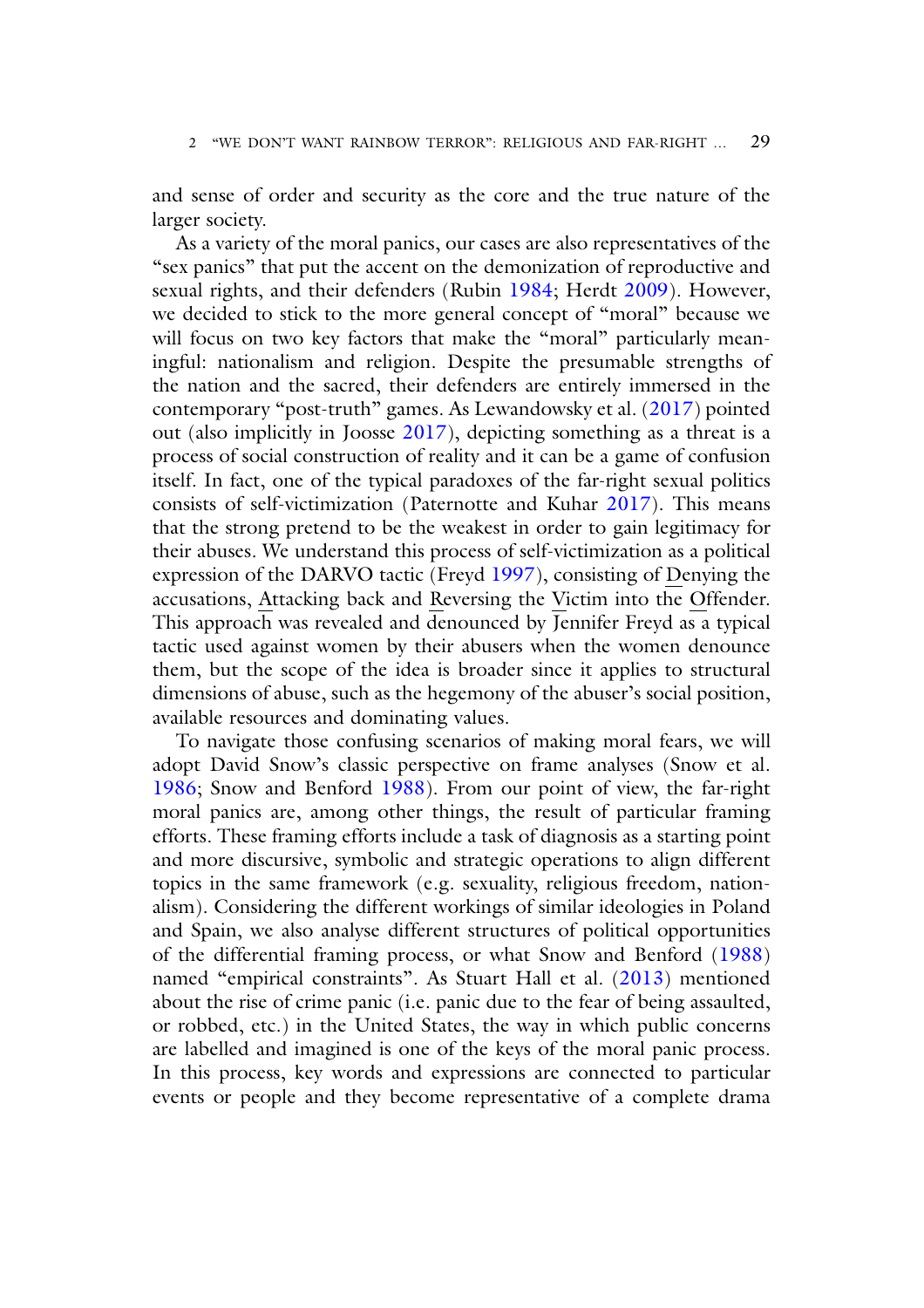and sense of order and security as the core and the true nature of the larger society.

As a variety of the moral panics, our cases are also representatives of the "sex panics" that put the accent on the demonization of reproductive and sexual rights, and their defenders (Rubin 1984; Herdt 2009). However, we decided to stick to the more general concept of "moral" because we will focus on two key factors that make the "moral" particularly meaningful: nationalism and religion. Despite the presumable strengths of the nation and the sacred, their defenders are entirely immersed in the contemporary "post-truth" games. As Lewandowsky et al. (2017) pointed out (also implicitly in Joosse 2017), depicting something as a threat is a process of social construction of reality and it can be a game of confusion itself. In fact, one of the typical paradoxes of the far-right sexual politics consists of self-victimization (Paternotte and Kuhar 2017). This means that the strong pretend to be the weakest in order to gain legitimacy for their abuses. We understand this process of self-victimization as a political expression of the DARVO tactic (Freyd 1997), consisting of Denying the accusations, Attacking back and Reversing the Victim into the Offender. This approach was revealed and denounced by Jennifer Freyd as a typical tactic used against women by their abusers when the women denounce them, but the scope of the idea is broader since it applies to structural dimensions of abuse, such as the hegemony of the abuser's social position, available resources and dominating values.

To navigate those confusing scenarios of making moral fears, we will adopt David Snow's classic perspective on frame analyses (Snow et al. 1986; Snow and Benford 1988). From our point of view, the far-right moral panics are, among other things, the result of particular framing efforts. These framing efforts include a task of diagnosis as a starting point and more discursive, symbolic and strategic operations to align different topics in the same framework (e.g. sexuality, religious freedom, nationalism). Considering the different workings of similar ideologies in Poland and Spain, we also analyse different structures of political opportunities of the differential framing process, or what Snow and Benford (1988) named "empirical constraints". As Stuart Hall et al. (2013) mentioned about the rise of crime panic (i.e. panic due to the fear of being assaulted, or robbed, etc.) in the United States, the way in which public concerns are labelled and imagined is one of the keys of the moral panic process. In this process, key words and expressions are connected to particular events or people and they become representative of a complete drama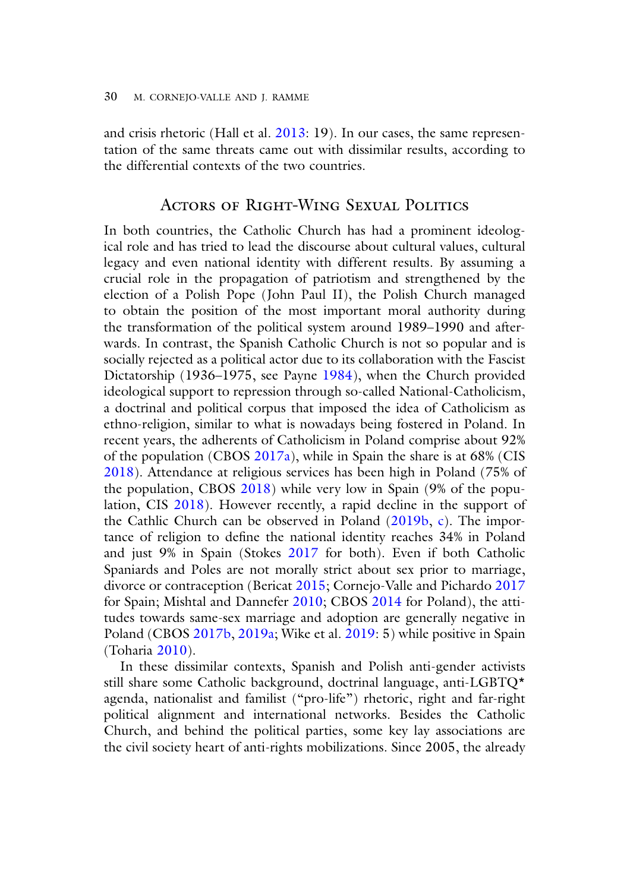and crisis rhetoric (Hall et al. 2013: 19). In our cases, the same representation of the same threats came out with dissimilar results, according to the differential contexts of the two countries.

## Actors of Right-Wing Sexual Politics

In both countries, the Catholic Church has had a prominent ideological role and has tried to lead the discourse about cultural values, cultural legacy and even national identity with different results. By assuming a crucial role in the propagation of patriotism and strengthened by the election of a Polish Pope (John Paul II), the Polish Church managed to obtain the position of the most important moral authority during the transformation of the political system around 1989–1990 and afterwards. In contrast, the Spanish Catholic Church is not so popular and is socially rejected as a political actor due to its collaboration with the Fascist Dictatorship (1936–1975, see Payne 1984), when the Church provided ideological support to repression through so-called National-Catholicism, a doctrinal and political corpus that imposed the idea of Catholicism as ethno-religion, similar to what is nowadays being fostered in Poland. In recent years, the adherents of Catholicism in Poland comprise about 92% of the population (CBOS 2017a), while in Spain the share is at 68% (CIS 2018). Attendance at religious services has been high in Poland (75% of the population, CBOS 2018) while very low in Spain (9% of the population, CIS 2018). However recently, a rapid decline in the support of the Cathlic Church can be observed in Poland (2019b, c). The importance of religion to define the national identity reaches 34% in Poland and just 9% in Spain (Stokes 2017 for both). Even if both Catholic Spaniards and Poles are not morally strict about sex prior to marriage, divorce or contraception (Bericat 2015; Cornejo-Valle and Pichardo 2017 for Spain; Mishtal and Dannefer 2010; CBOS 2014 for Poland), the attitudes towards same-sex marriage and adoption are generally negative in Poland (CBOS 2017b, 2019a; Wike et al. 2019: 5) while positive in Spain (Toharia 2010).

In these dissimilar contexts, Spanish and Polish anti-gender activists still share some Catholic background, doctrinal language, anti-LGBTQ* agenda, nationalist and familist ("pro-life") rhetoric, right and far-right political alignment and international networks. Besides the Catholic Church, and behind the political parties, some key lay associations are the civil society heart of anti-rights mobilizations. Since 2005, the already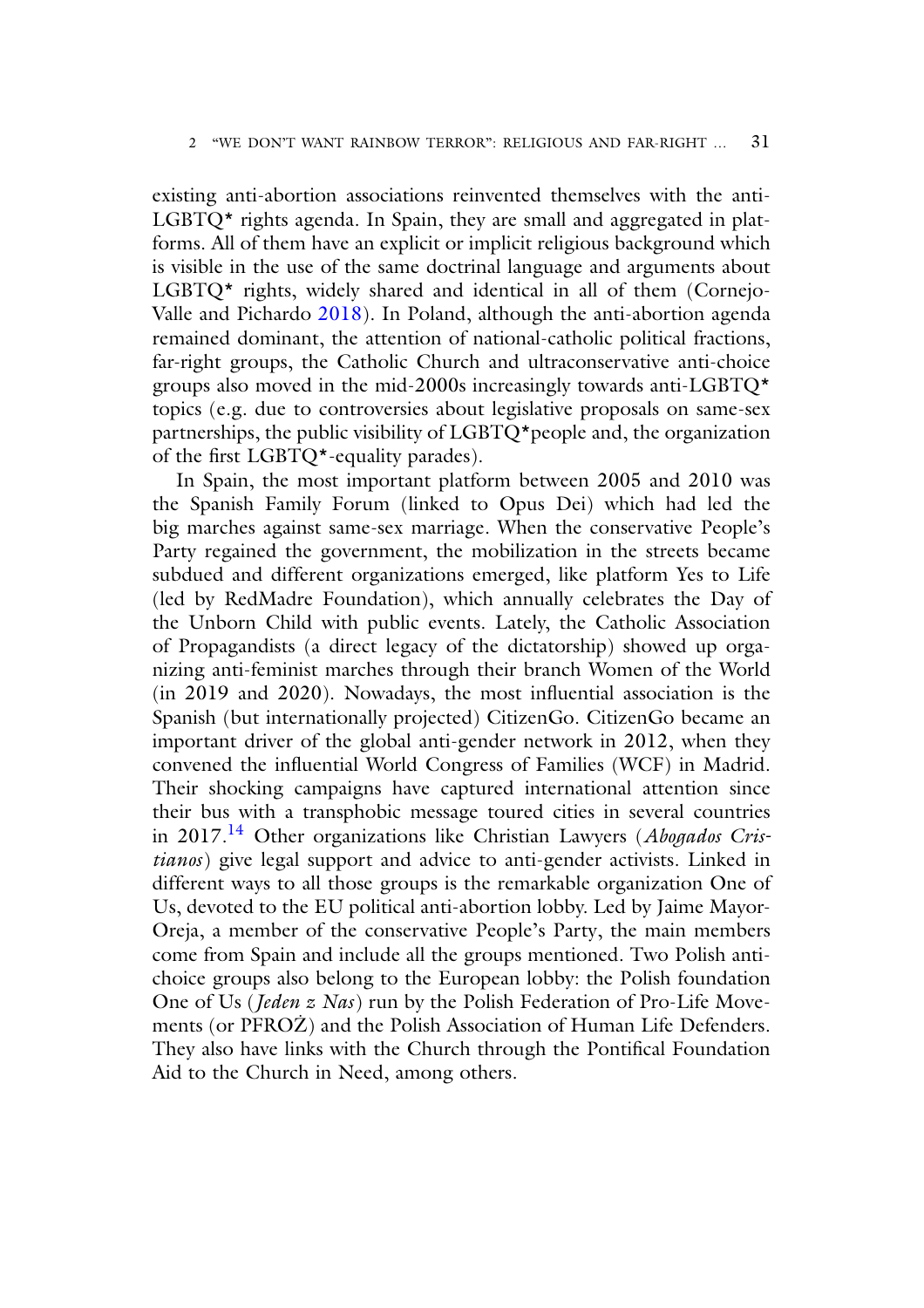existing anti-abortion associations reinvented themselves with the anti-LGBTQ* rights agenda. In Spain, they are small and aggregated in platforms. All of them have an explicit or implicit religious background which is visible in the use of the same doctrinal language and arguments about LGBTQ* rights, widely shared and identical in all of them (Cornejo-Valle and Pichardo 2018). In Poland, although the anti-abortion agenda remained dominant, the attention of national-catholic political fractions, far-right groups, the Catholic Church and ultraconservative anti-choice groups also moved in the mid-2000s increasingly towards anti-LGBTQ* topics (e.g. due to controversies about legislative proposals on same-sex partnerships, the public visibility of LGBTQ*people and, the organization of the first LGBTQ*-equality parades).

In Spain, the most important platform between 2005 and 2010 was the Spanish Family Forum (linked to Opus Dei) which had led the big marches against same-sex marriage. When the conservative People's Party regained the government, the mobilization in the streets became subdued and different organizations emerged, like platform Yes to Life (led by RedMadre Foundation), which annually celebrates the Day of the Unborn Child with public events. Lately, the Catholic Association of Propagandists (a direct legacy of the dictatorship) showed up organizing anti-feminist marches through their branch Women of the World (in 2019 and 2020). Nowadays, the most influential association is the Spanish (but internationally projected) CitizenGo. CitizenGo became an important driver of the global anti-gender network in 2012, when they convened the influential World Congress of Families (WCF) in Madrid. Their shocking campaigns have captured international attention since their bus with a transphobic message toured cities in several countries in 2017.[14] Other organizations like Christian Lawyers (*Abogados Cristianos*) give legal support and advice to anti-gender activists. Linked in different ways to all those groups is the remarkable organization One of Us, devoted to the EU political anti-abortion lobby. Led by Jaime Mayor-Oreja, a member of the conservative People's Party, the main members come from Spain and include all the groups mentioned. Two Polish anti-choice groups also belong to the European lobby: the Polish foundation One of Us (*Jeden z Nas*) run by the Polish Federation of Pro-Life Movements (or PFROŻ) and the Polish Association of Human Life Defenders. They also have links with the Church through the Pontifical Foundation Aid to the Church in Need, among others.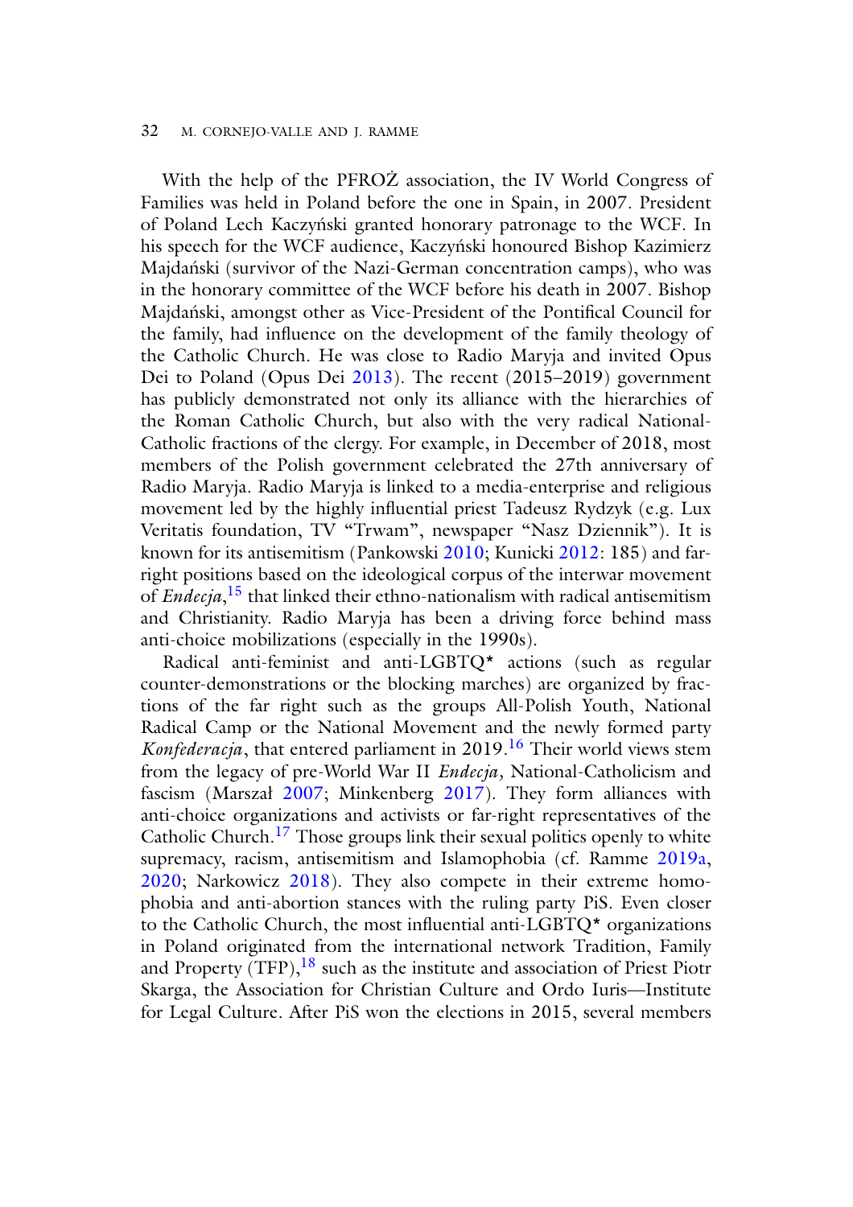With the help of the PFROŻ association, the IV World Congress of Families was held in Poland before the one in Spain, in 2007. President of Poland Lech Kaczyński granted honorary patronage to the WCF. In his speech for the WCF audience, Kaczyński honoured Bishop Kazimierz Majdański (survivor of the Nazi-German concentration camps), who was in the honorary committee of the WCF before his death in 2007. Bishop Majdański, amongst other as Vice-President of the Pontifical Council for the family, had influence on the development of the family theology of the Catholic Church. He was close to Radio Maryja and invited Opus Dei to Poland (Opus Dei 2013). The recent (2015–2019) government has publicly demonstrated not only its alliance with the hierarchies of the Roman Catholic Church, but also with the very radical National-Catholic fractions of the clergy. For example, in December of 2018, most members of the Polish government celebrated the 27th anniversary of Radio Maryja. Radio Maryja is linked to a media-enterprise and religious movement led by the highly influential priest Tadeusz Rydzyk (e.g. Lux Veritatis foundation, TV "Trwam", newspaper "Nasz Dziennik"). It is known for its antisemitism (Pankowski 2010; Kunicki 2012: 185) and far-right positions based on the ideological corpus of the interwar movement of *Endecja*,[15] that linked their ethno-nationalism with radical antisemitism and Christianity. Radio Maryja has been a driving force behind mass anti-choice mobilizations (especially in the 1990s).

Radical anti-feminist and anti-LGBTQ* actions (such as regular counter-demonstrations or the blocking marches) are organized by fractions of the far right such as the groups All-Polish Youth, National Radical Camp or the National Movement and the newly formed party *Konfederacja*, that entered parliament in 2019.[16] Their world views stem from the legacy of pre-World War II *Endecja,* National-Catholicism and fascism (Marszał 2007; Minkenberg 2017). They form alliances with anti-choice organizations and activists or far-right representatives of the Catholic Church.[17] Those groups link their sexual politics openly to white supremacy, racism, antisemitism and Islamophobia (cf. Ramme 2019a, 2020; Narkowicz 2018). They also compete in their extreme homophobia and anti-abortion stances with the ruling party PiS. Even closer to the Catholic Church, the most influential anti-LGBTQ* organizations in Poland originated from the international network Tradition, Family and Property (TFP),[18] such as the institute and association of Priest Piotr Skarga, the Association for Christian Culture and Ordo Iuris—Institute for Legal Culture. After PiS won the elections in 2015, several members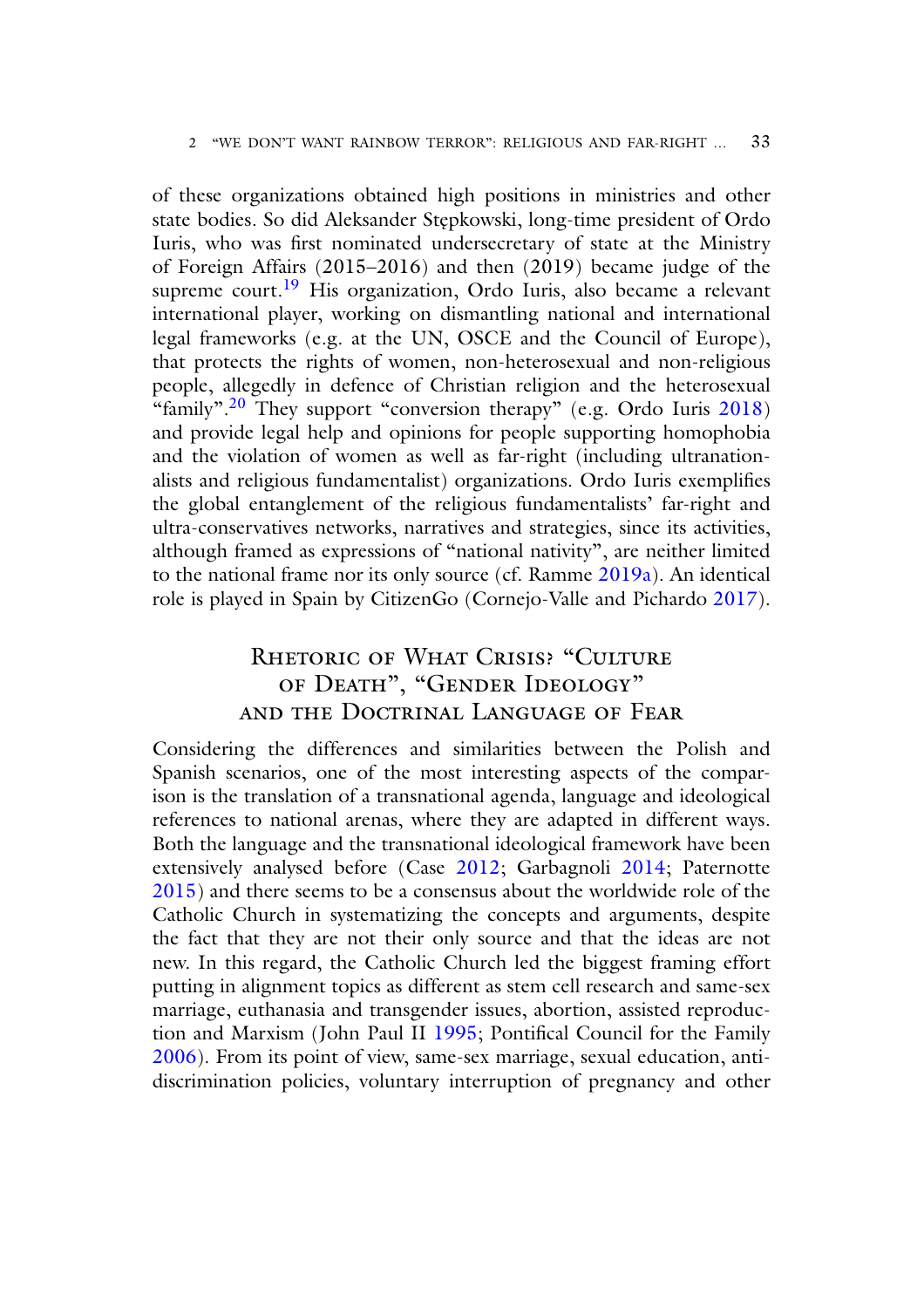of these organizations obtained high positions in ministries and other state bodies. So did Aleksander Stępkowski, long-time president of Ordo Iuris, who was first nominated undersecretary of state at the Ministry of Foreign Affairs (2015–2016) and then (2019) became judge of the supreme court.[19] His organization, Ordo Iuris, also became a relevant international player, working on dismantling national and international legal frameworks (e.g. at the UN, OSCE and the Council of Europe), that protects the rights of women, non-heterosexual and non-religious people, allegedly in defence of Christian religion and the heterosexual "family".[20] They support "conversion therapy" (e.g. Ordo Iuris 2018) and provide legal help and opinions for people supporting homophobia and the violation of women as well as far-right (including ultranationalists and religious fundamentalist) organizations. Ordo Iuris exemplifies the global entanglement of the religious fundamentalists' far-right and ultra-conservatives networks, narratives and strategies, since its activities, although framed as expressions of "national nativity", are neither limited to the national frame nor its only source (cf. Ramme 2019a). An identical role is played in Spain by CitizenGo (Cornejo-Valle and Pichardo 2017).

## Rhetoric of What Crisis? "Culture of Death", "Gender Ideology" and the Doctrinal Language of Fear

Considering the differences and similarities between the Polish and Spanish scenarios, one of the most interesting aspects of the comparison is the translation of a transnational agenda, language and ideological references to national arenas, where they are adapted in different ways. Both the language and the transnational ideological framework have been extensively analysed before (Case 2012; Garbagnoli 2014; Paternotte 2015) and there seems to be a consensus about the worldwide role of the Catholic Church in systematizing the concepts and arguments, despite the fact that they are not their only source and that the ideas are not new. In this regard, the Catholic Church led the biggest framing effort putting in alignment topics as different as stem cell research and same-sex marriage, euthanasia and transgender issues, abortion, assisted reproduction and Marxism (John Paul II 1995; Pontifical Council for the Family 2006). From its point of view, same-sex marriage, sexual education, anti-discrimination policies, voluntary interruption of pregnancy and other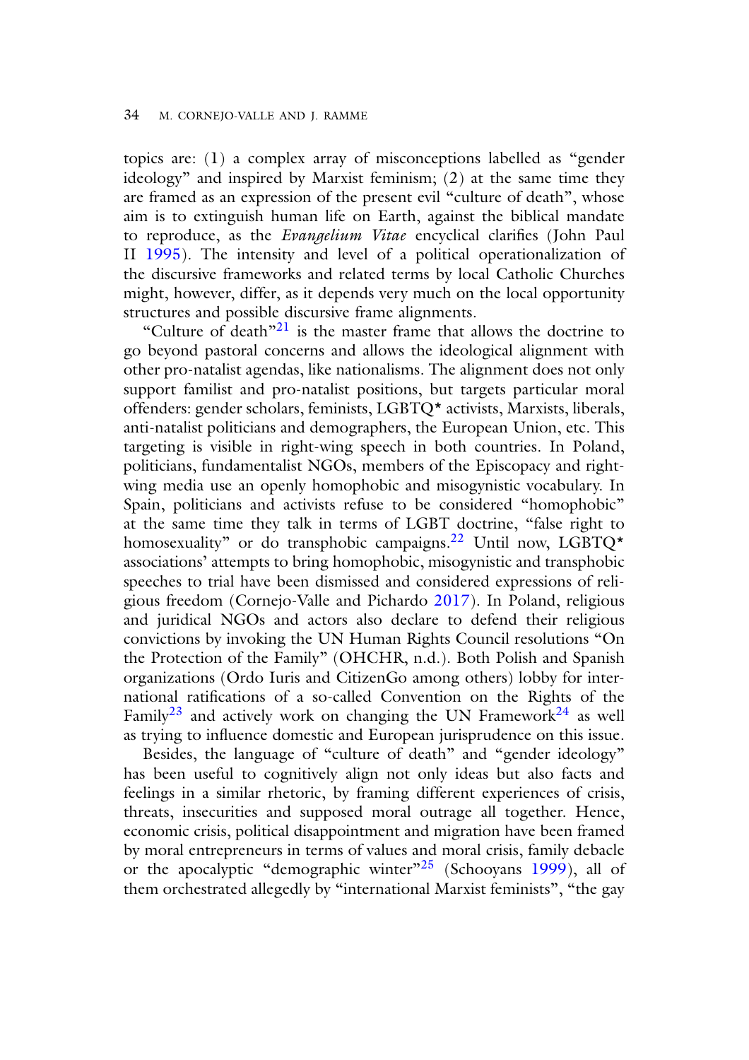topics are: (1) a complex array of misconceptions labelled as "gender ideology" and inspired by Marxist feminism; (2) at the same time they are framed as an expression of the present evil "culture of death", whose aim is to extinguish human life on Earth, against the biblical mandate to reproduce, as the *Evangelium Vitae* encyclical clarifies (John Paul II 1995). The intensity and level of a political operationalization of the discursive frameworks and related terms by local Catholic Churches might, however, differ, as it depends very much on the local opportunity structures and possible discursive frame alignments.

"Culture of death"[21] is the master frame that allows the doctrine to go beyond pastoral concerns and allows the ideological alignment with other pro-natalist agendas, like nationalisms. The alignment does not only support familist and pro-natalist positions, but targets particular moral offenders: gender scholars, feminists, LGBTQ* activists, Marxists, liberals, anti-natalist politicians and demographers, the European Union, etc. This targeting is visible in right-wing speech in both countries. In Poland, politicians, fundamentalist NGOs, members of the Episcopacy and right-wing media use an openly homophobic and misogynistic vocabulary. In Spain, politicians and activists refuse to be considered "homophobic" at the same time they talk in terms of LGBT doctrine, "false right to homosexuality" or do transphobic campaigns.[22] Until now, LGBTQ* associations' attempts to bring homophobic, misogynistic and transphobic speeches to trial have been dismissed and considered expressions of religious freedom (Cornejo-Valle and Pichardo 2017). In Poland, religious and juridical NGOs and actors also declare to defend their religious convictions by invoking the UN Human Rights Council resolutions "On the Protection of the Family" (OHCHR, n.d.). Both Polish and Spanish organizations (Ordo Iuris and CitizenGo among others) lobby for international ratifications of a so-called Convention on the Rights of the Family[23] and actively work on changing the UN Framework[24] as well as trying to influence domestic and European jurisprudence on this issue.

Besides, the language of "culture of death" and "gender ideology" has been useful to cognitively align not only ideas but also facts and feelings in a similar rhetoric, by framing different experiences of crisis, threats, insecurities and supposed moral outrage all together. Hence, economic crisis, political disappointment and migration have been framed by moral entrepreneurs in terms of values and moral crisis, family debacle or the apocalyptic "demographic winter"[25] (Schooyans 1999), all of them orchestrated allegedly by "international Marxist feminists", "the gay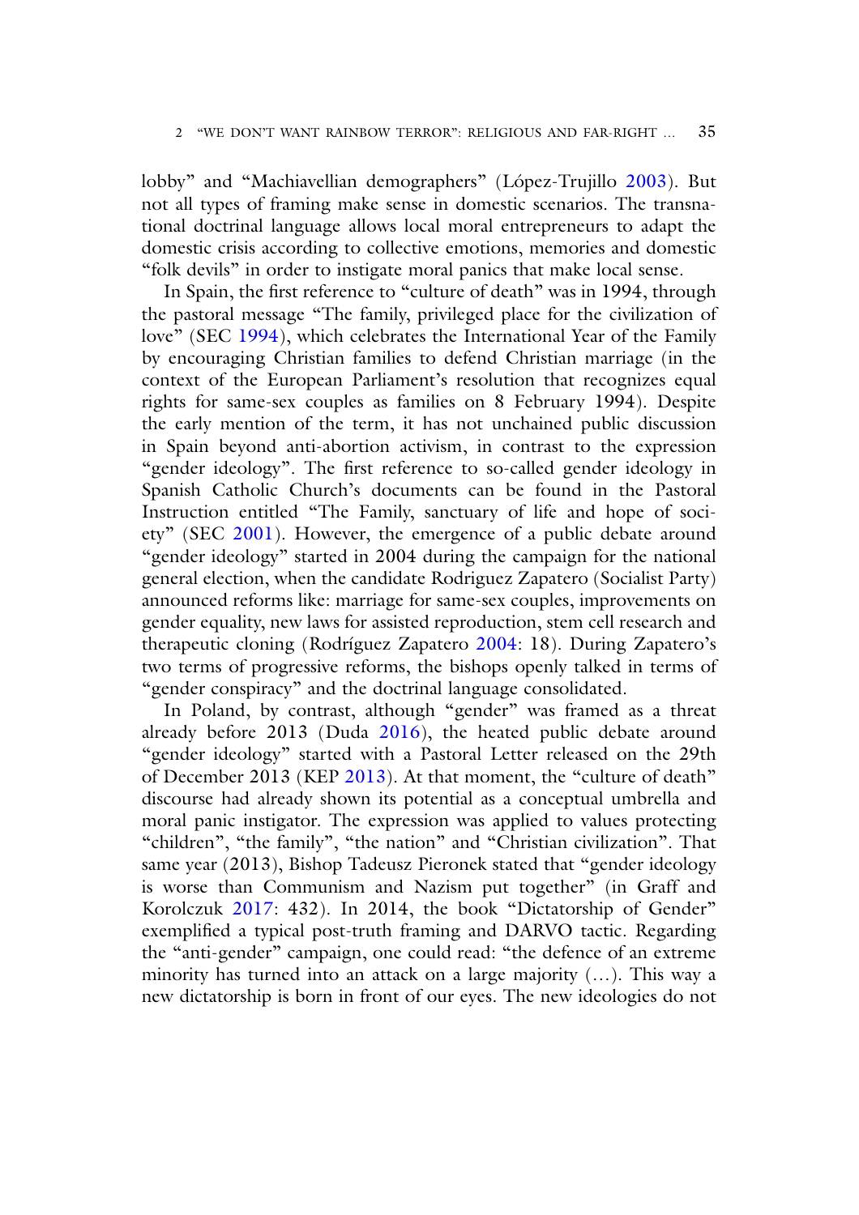lobby" and "Machiavellian demographers" (López-Trujillo 2003). But not all types of framing make sense in domestic scenarios. The transnational doctrinal language allows local moral entrepreneurs to adapt the domestic crisis according to collective emotions, memories and domestic "folk devils" in order to instigate moral panics that make local sense.

In Spain, the first reference to "culture of death" was in 1994, through the pastoral message "The family, privileged place for the civilization of love" (SEC 1994), which celebrates the International Year of the Family by encouraging Christian families to defend Christian marriage (in the context of the European Parliament's resolution that recognizes equal rights for same-sex couples as families on 8 February 1994). Despite the early mention of the term, it has not unchained public discussion in Spain beyond anti-abortion activism, in contrast to the expression "gender ideology". The first reference to so-called gender ideology in Spanish Catholic Church's documents can be found in the Pastoral Instruction entitled "The Family, sanctuary of life and hope of society" (SEC 2001). However, the emergence of a public debate around "gender ideology" started in 2004 during the campaign for the national general election, when the candidate Rodriguez Zapatero (Socialist Party) announced reforms like: marriage for same-sex couples, improvements on gender equality, new laws for assisted reproduction, stem cell research and therapeutic cloning (Rodríguez Zapatero 2004: 18). During Zapatero's two terms of progressive reforms, the bishops openly talked in terms of "gender conspiracy" and the doctrinal language consolidated.

In Poland, by contrast, although "gender" was framed as a threat already before 2013 (Duda 2016), the heated public debate around "gender ideology" started with a Pastoral Letter released on the 29th of December 2013 (KEP 2013). At that moment, the "culture of death" discourse had already shown its potential as a conceptual umbrella and moral panic instigator. The expression was applied to values protecting "children", "the family", "the nation" and "Christian civilization". That same year (2013), Bishop Tadeusz Pieronek stated that "gender ideology is worse than Communism and Nazism put together" (in Graff and Korolczuk 2017: 432). In 2014, the book "Dictatorship of Gender" exemplified a typical post-truth framing and DARVO tactic. Regarding the "anti-gender" campaign, one could read: "the defence of an extreme minority has turned into an attack on a large majority (…). This way a new dictatorship is born in front of our eyes. The new ideologies do not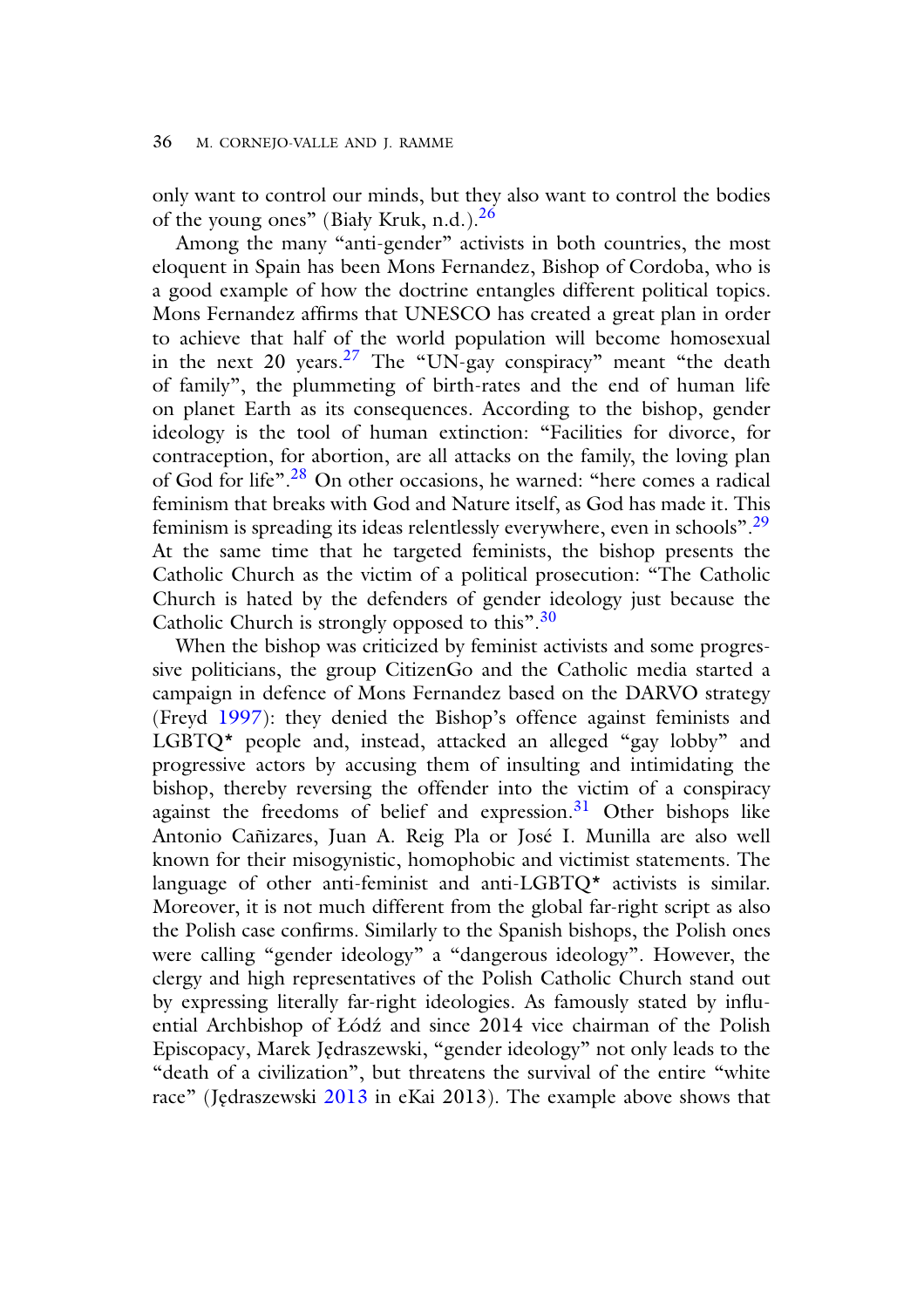only want to control our minds, but they also want to control the bodies of the young ones" (Biały Kruk, n.d.).[26]

Among the many "anti-gender" activists in both countries, the most eloquent in Spain has been Mons Fernandez, Bishop of Cordoba, who is a good example of how the doctrine entangles different political topics. Mons Fernandez affirms that UNESCO has created a great plan in order to achieve that half of the world population will become homosexual in the next 20 years.[27] The "UN-gay conspiracy" meant "the death of family", the plummeting of birth-rates and the end of human life on planet Earth as its consequences. According to the bishop, gender ideology is the tool of human extinction: "Facilities for divorce, for contraception, for abortion, are all attacks on the family, the loving plan of God for life".[28] On other occasions, he warned: "here comes a radical feminism that breaks with God and Nature itself, as God has made it. This feminism is spreading its ideas relentlessly everywhere, even in schools".[29] At the same time that he targeted feminists, the bishop presents the Catholic Church as the victim of a political prosecution: "The Catholic Church is hated by the defenders of gender ideology just because the Catholic Church is strongly opposed to this".[30]

When the bishop was criticized by feminist activists and some progressive politicians, the group CitizenGo and the Catholic media started a campaign in defence of Mons Fernandez based on the DARVO strategy (Freyd 1997): they denied the Bishop's offence against feminists and LGBTQ* people and, instead, attacked an alleged "gay lobby" and progressive actors by accusing them of insulting and intimidating the bishop, thereby reversing the offender into the victim of a conspiracy against the freedoms of belief and expression.[31] Other bishops like Antonio Cañizares, Juan A. Reig Pla or José I. Munilla are also well known for their misogynistic, homophobic and victimist statements. The language of other anti-feminist and anti-LGBTQ* activists is similar. Moreover, it is not much different from the global far-right script as also the Polish case confirms. Similarly to the Spanish bishops, the Polish ones were calling "gender ideology" a "dangerous ideology". However, the clergy and high representatives of the Polish Catholic Church stand out by expressing literally far-right ideologies. As famously stated by influential Archbishop of Łódź and since 2014 vice chairman of the Polish Episcopacy, Marek Jędraszewski, "gender ideology" not only leads to the "death of a civilization", but threatens the survival of the entire "white race" (Jędraszewski 2013 in eKai 2013). The example above shows that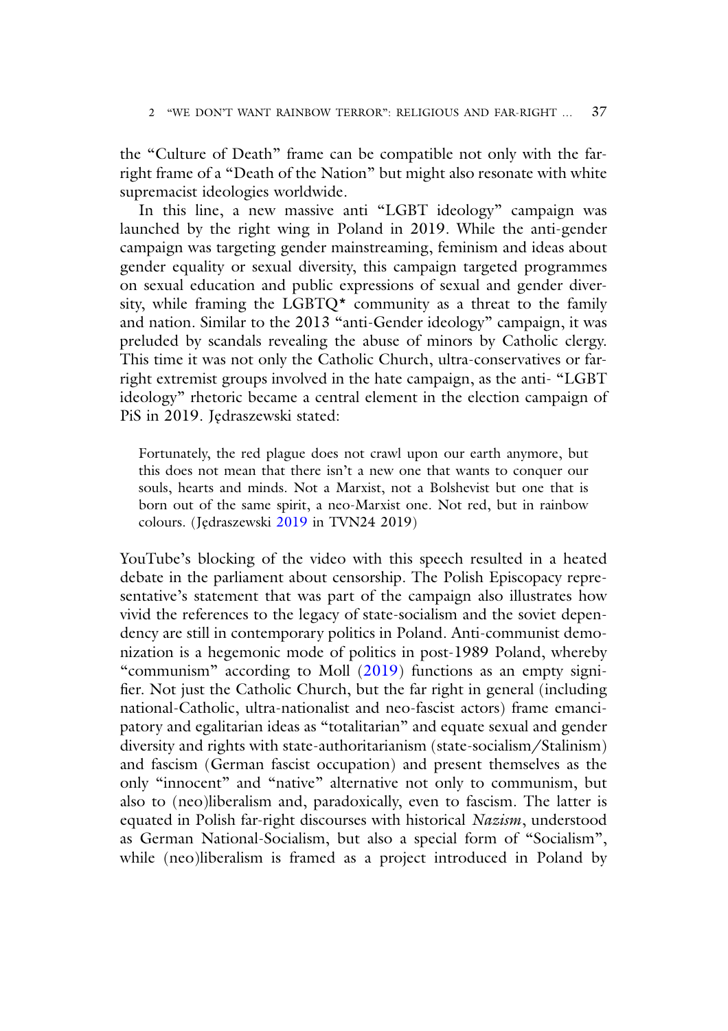the "Culture of Death" frame can be compatible not only with the far-right frame of a "Death of the Nation" but might also resonate with white supremacist ideologies worldwide.

In this line, a new massive anti "LGBT ideology" campaign was launched by the right wing in Poland in 2019. While the anti-gender campaign was targeting gender mainstreaming, feminism and ideas about gender equality or sexual diversity, this campaign targeted programmes on sexual education and public expressions of sexual and gender diversity, while framing the LGBTQ* community as a threat to the family and nation. Similar to the 2013 "anti-Gender ideology" campaign, it was preluded by scandals revealing the abuse of minors by Catholic clergy. This time it was not only the Catholic Church, ultra-conservatives or far-right extremist groups involved in the hate campaign, as the anti- "LGBT ideology" rhetoric became a central element in the election campaign of PiS in 2019. Jędraszewski stated:

> Fortunately, the red plague does not crawl upon our earth anymore, but this does not mean that there isn't a new one that wants to conquer our souls, hearts and minds. Not a Marxist, not a Bolshevist but one that is born out of the same spirit, a neo-Marxist one. Not red, but in rainbow colours. (Jędraszewski 2019 in TVN24 2019)

YouTube's blocking of the video with this speech resulted in a heated debate in the parliament about censorship. The Polish Episcopacy representative's statement that was part of the campaign also illustrates how vivid the references to the legacy of state-socialism and the soviet dependency are still in contemporary politics in Poland. Anti-communist demonization is a hegemonic mode of politics in post-1989 Poland, whereby "communism" according to Moll (2019) functions as an empty signifier. Not just the Catholic Church, but the far right in general (including national-Catholic, ultra-nationalist and neo-fascist actors) frame emancipatory and egalitarian ideas as "totalitarian" and equate sexual and gender diversity and rights with state-authoritarianism (state-socialism/Stalinism) and fascism (German fascist occupation) and present themselves as the only "innocent" and "native" alternative not only to communism, but also to (neo)liberalism and, paradoxically, even to fascism. The latter is equated in Polish far-right discourses with historical *Nazism*, understood as German National-Socialism, but also a special form of "Socialism", while (neo)liberalism is framed as a project introduced in Poland by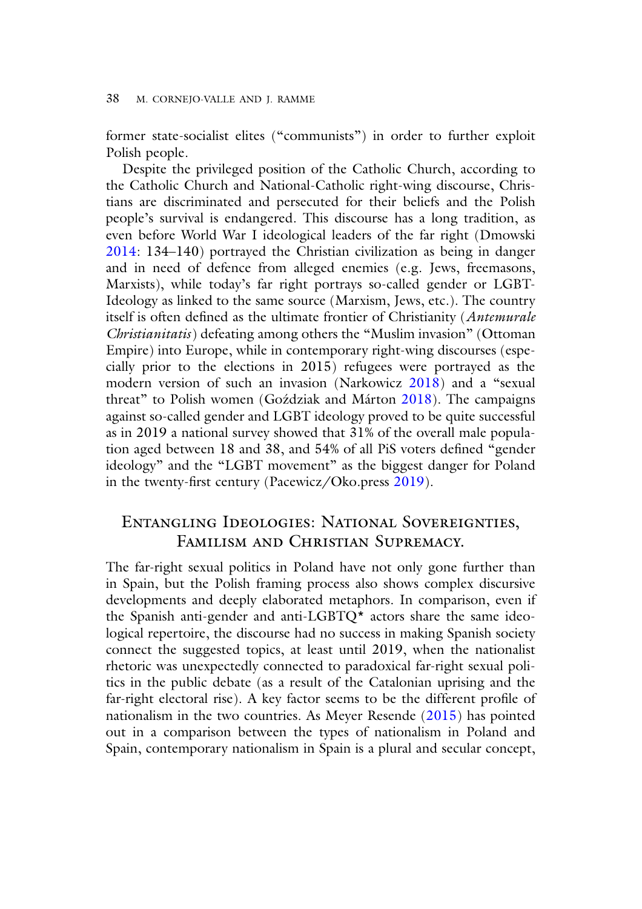former state-socialist elites ("communists") in order to further exploit Polish people.

Despite the privileged position of the Catholic Church, according to the Catholic Church and National-Catholic right-wing discourse, Christians are discriminated and persecuted for their beliefs and the Polish people's survival is endangered. This discourse has a long tradition, as even before World War I ideological leaders of the far right (Dmowski 2014: 134–140) portrayed the Christian civilization as being in danger and in need of defence from alleged enemies (e.g. Jews, freemasons, Marxists), while today's far right portrays so-called gender or LGBT-Ideology as linked to the same source (Marxism, Jews, etc.). The country itself is often defined as the ultimate frontier of Christianity (*Antemurale Christianitatis*) defeating among others the "Muslim invasion" (Ottoman Empire) into Europe, while in contemporary right-wing discourses (especially prior to the elections in 2015) refugees were portrayed as the modern version of such an invasion (Narkowicz 2018) and a "sexual threat" to Polish women (Goździak and Márton 2018). The campaigns against so-called gender and LGBT ideology proved to be quite successful as in 2019 a national survey showed that 31% of the overall male population aged between 18 and 38, and 54% of all PiS voters defined "gender ideology" and the "LGBT movement" as the biggest danger for Poland in the twenty-first century (Pacewicz/Oko.press 2019).

## Entangling Ideologies: National Sovereignties, Familism and Christian Supremacy.

The far-right sexual politics in Poland have not only gone further than in Spain, but the Polish framing process also shows complex discursive developments and deeply elaborated metaphors. In comparison, even if the Spanish anti-gender and anti-LGBTQ* actors share the same ideological repertoire, the discourse had no success in making Spanish society connect the suggested topics, at least until 2019, when the nationalist rhetoric was unexpectedly connected to paradoxical far-right sexual politics in the public debate (as a result of the Catalonian uprising and the far-right electoral rise). A key factor seems to be the different profile of nationalism in the two countries. As Meyer Resende (2015) has pointed out in a comparison between the types of nationalism in Poland and Spain, contemporary nationalism in Spain is a plural and secular concept,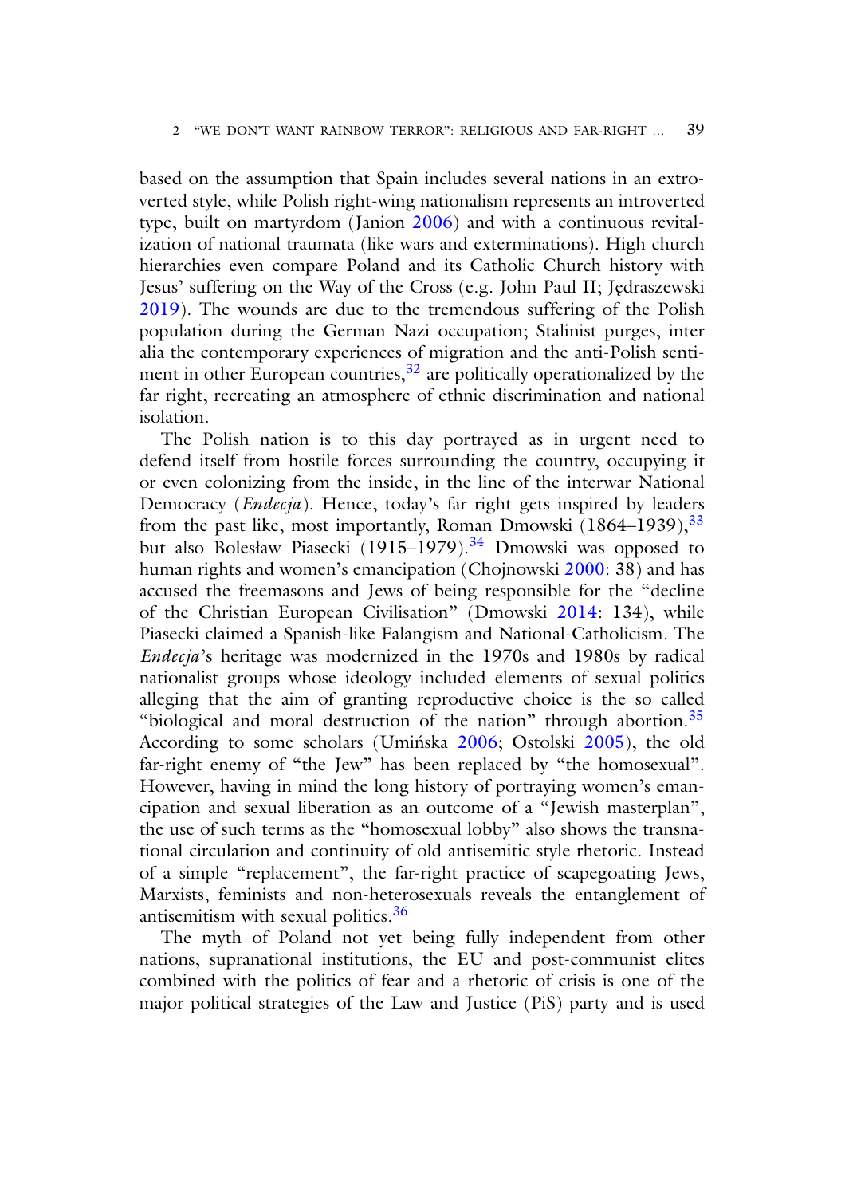based on the assumption that Spain includes several nations in an extroverted style, while Polish right-wing nationalism represents an introverted type, built on martyrdom (Janion 2006) and with a continuous revitalization of national traumata (like wars and exterminations). High church hierarchies even compare Poland and its Catholic Church history with Jesus' suffering on the Way of the Cross (e.g. John Paul II; Jędraszewski 2019). The wounds are due to the tremendous suffering of the Polish population during the German Nazi occupation; Stalinist purges, inter alia the contemporary experiences of migration and the anti-Polish sentiment in other European countries,[32] are politically operationalized by the far right, recreating an atmosphere of ethnic discrimination and national isolation.

The Polish nation is to this day portrayed as in urgent need to defend itself from hostile forces surrounding the country, occupying it or even colonizing from the inside, in the line of the interwar National Democracy (*Endecja*). Hence, today's far right gets inspired by leaders from the past like, most importantly, Roman Dmowski (1864–1939),[33] but also Bolesław Piasecki (1915–1979).[34] Dmowski was opposed to human rights and women's emancipation (Chojnowski 2000: 38) and has accused the freemasons and Jews of being responsible for the "decline of the Christian European Civilisation" (Dmowski 2014: 134), while Piasecki claimed a Spanish-like Falangism and National-Catholicism. The *Endecja*'s heritage was modernized in the 1970s and 1980s by radical nationalist groups whose ideology included elements of sexual politics alleging that the aim of granting reproductive choice is the so called "biological and moral destruction of the nation" through abortion.[35] According to some scholars (Umińska 2006; Ostolski 2005), the old far-right enemy of "the Jew" has been replaced by "the homosexual". However, having in mind the long history of portraying women's emancipation and sexual liberation as an outcome of a "Jewish masterplan", the use of such terms as the "homosexual lobby" also shows the transnational circulation and continuity of old antisemitic style rhetoric. Instead of a simple "replacement", the far-right practice of scapegoating Jews, Marxists, feminists and non-heterosexuals reveals the entanglement of antisemitism with sexual politics.[36]

The myth of Poland not yet being fully independent from other nations, supranational institutions, the EU and post-communist elites combined with the politics of fear and a rhetoric of crisis is one of the major political strategies of the Law and Justice (PiS) party and is used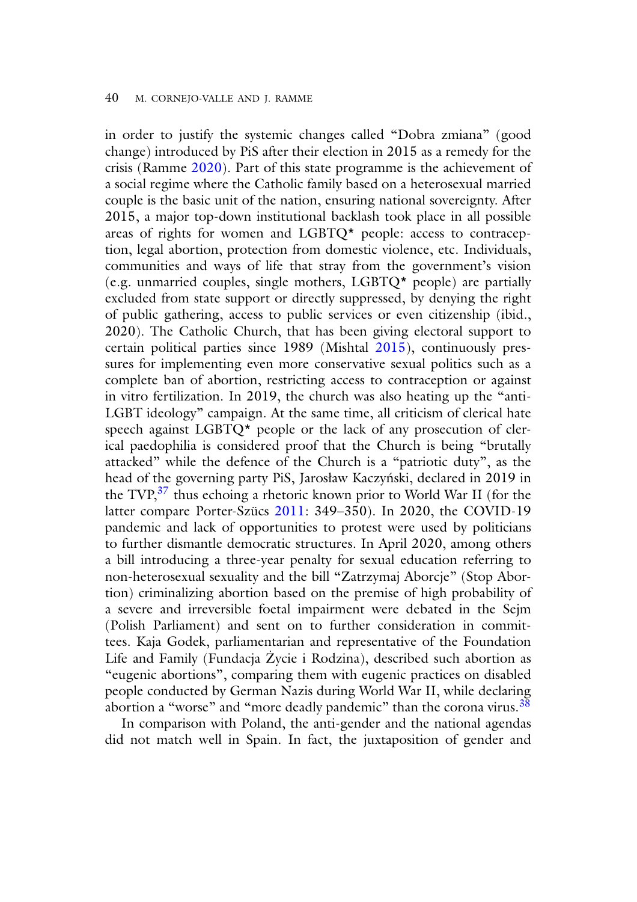in order to justify the systemic changes called "Dobra zmiana" (good change) introduced by PiS after their election in 2015 as a remedy for the crisis (Ramme 2020). Part of this state programme is the achievement of a social regime where the Catholic family based on a heterosexual married couple is the basic unit of the nation, ensuring national sovereignty. After 2015, a major top-down institutional backlash took place in all possible areas of rights for women and LGBTQ* people: access to contraception, legal abortion, protection from domestic violence, etc. Individuals, communities and ways of life that stray from the government's vision (e.g. unmarried couples, single mothers, LGBTQ* people) are partially excluded from state support or directly suppressed, by denying the right of public gathering, access to public services or even citizenship (ibid., 2020). The Catholic Church, that has been giving electoral support to certain political parties since 1989 (Mishtal 2015), continuously pressures for implementing even more conservative sexual politics such as a complete ban of abortion, restricting access to contraception or against in vitro fertilization. In 2019, the church was also heating up the "anti-LGBT ideology" campaign. At the same time, all criticism of clerical hate speech against LGBTQ* people or the lack of any prosecution of clerical paedophilia is considered proof that the Church is being "brutally attacked" while the defence of the Church is a "patriotic duty", as the head of the governing party PiS, Jarosław Kaczyński, declared in 2019 in the TVP,[37] thus echoing a rhetoric known prior to World War II (for the latter compare Porter-Szücs 2011: 349–350). In 2020, the COVID-19 pandemic and lack of opportunities to protest were used by politicians to further dismantle democratic structures. In April 2020, among others a bill introducing a three-year penalty for sexual education referring to non-heterosexual sexuality and the bill "Zatrzymaj Aborcje" (Stop Abortion) criminalizing abortion based on the premise of high probability of a severe and irreversible foetal impairment were debated in the Sejm (Polish Parliament) and sent on to further consideration in committees. Kaja Godek, parliamentarian and representative of the Foundation Life and Family (Fundacja Życie i Rodzina), described such abortion as "eugenic abortions", comparing them with eugenic practices on disabled people conducted by German Nazis during World War II, while declaring abortion a "worse" and "more deadly pandemic" than the corona virus.[38]

In comparison with Poland, the anti-gender and the national agendas did not match well in Spain. In fact, the juxtaposition of gender and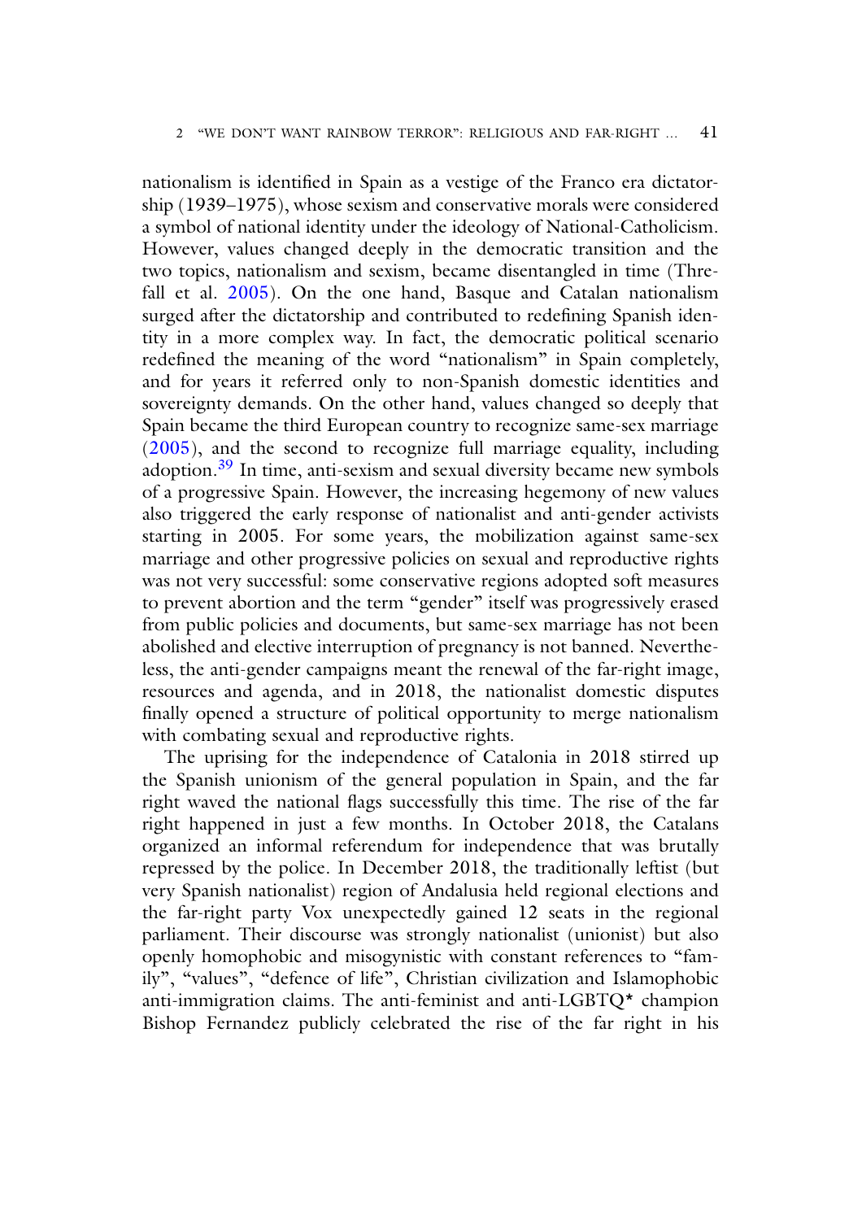nationalism is identified in Spain as a vestige of the Franco era dictatorship (1939–1975), whose sexism and conservative morals were considered a symbol of national identity under the ideology of National-Catholicism. However, values changed deeply in the democratic transition and the two topics, nationalism and sexism, became disentangled in time (Threfall et al. 2005). On the one hand, Basque and Catalan nationalism surged after the dictatorship and contributed to redefining Spanish identity in a more complex way. In fact, the democratic political scenario redefined the meaning of the word "nationalism" in Spain completely, and for years it referred only to non-Spanish domestic identities and sovereignty demands. On the other hand, values changed so deeply that Spain became the third European country to recognize same-sex marriage (2005), and the second to recognize full marriage equality, including adoption.[39] In time, anti-sexism and sexual diversity became new symbols of a progressive Spain. However, the increasing hegemony of new values also triggered the early response of nationalist and anti-gender activists starting in 2005. For some years, the mobilization against same-sex marriage and other progressive policies on sexual and reproductive rights was not very successful: some conservative regions adopted soft measures to prevent abortion and the term "gender" itself was progressively erased from public policies and documents, but same-sex marriage has not been abolished and elective interruption of pregnancy is not banned. Nevertheless, the anti-gender campaigns meant the renewal of the far-right image, resources and agenda, and in 2018, the nationalist domestic disputes finally opened a structure of political opportunity to merge nationalism with combating sexual and reproductive rights.

The uprising for the independence of Catalonia in 2018 stirred up the Spanish unionism of the general population in Spain, and the far right waved the national flags successfully this time. The rise of the far right happened in just a few months. In October 2018, the Catalans organized an informal referendum for independence that was brutally repressed by the police. In December 2018, the traditionally leftist (but very Spanish nationalist) region of Andalusia held regional elections and the far-right party Vox unexpectedly gained 12 seats in the regional parliament. Their discourse was strongly nationalist (unionist) but also openly homophobic and misogynistic with constant references to "family", "values", "defence of life", Christian civilization and Islamophobic anti-immigration claims. The anti-feminist and anti-LGBTQ* champion Bishop Fernandez publicly celebrated the rise of the far right in his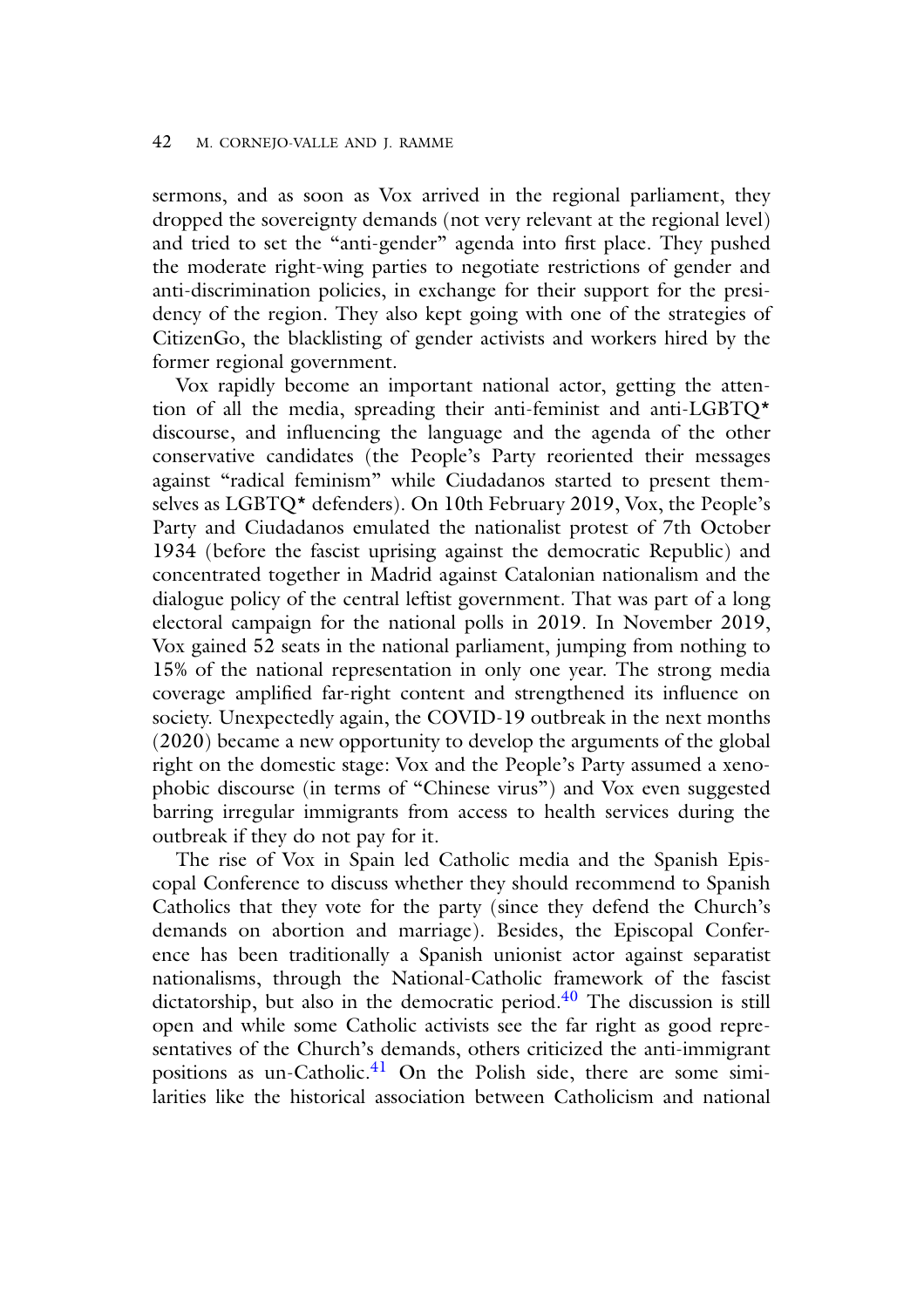sermons, and as soon as Vox arrived in the regional parliament, they dropped the sovereignty demands (not very relevant at the regional level) and tried to set the "anti-gender" agenda into first place. They pushed the moderate right-wing parties to negotiate restrictions of gender and anti-discrimination policies, in exchange for their support for the presidency of the region. They also kept going with one of the strategies of CitizenGo, the blacklisting of gender activists and workers hired by the former regional government.

Vox rapidly become an important national actor, getting the attention of all the media, spreading their anti-feminist and anti-LGBTQ* discourse, and influencing the language and the agenda of the other conservative candidates (the People's Party reoriented their messages against "radical feminism" while Ciudadanos started to present themselves as LGBTQ* defenders). On 10th February 2019, Vox, the People's Party and Ciudadanos emulated the nationalist protest of 7th October 1934 (before the fascist uprising against the democratic Republic) and concentrated together in Madrid against Catalonian nationalism and the dialogue policy of the central leftist government. That was part of a long electoral campaign for the national polls in 2019. In November 2019, Vox gained 52 seats in the national parliament, jumping from nothing to 15% of the national representation in only one year. The strong media coverage amplified far-right content and strengthened its influence on society. Unexpectedly again, the COVID-19 outbreak in the next months (2020) became a new opportunity to develop the arguments of the global right on the domestic stage: Vox and the People's Party assumed a xenophobic discourse (in terms of "Chinese virus") and Vox even suggested barring irregular immigrants from access to health services during the outbreak if they do not pay for it.

The rise of Vox in Spain led Catholic media and the Spanish Episcopal Conference to discuss whether they should recommend to Spanish Catholics that they vote for the party (since they defend the Church's demands on abortion and marriage). Besides, the Episcopal Conference has been traditionally a Spanish unionist actor against separatist nationalisms, through the National-Catholic framework of the fascist dictatorship, but also in the democratic period.[40] The discussion is still open and while some Catholic activists see the far right as good representatives of the Church's demands, others criticized the anti-immigrant positions as un-Catholic.[41] On the Polish side, there are some similarities like the historical association between Catholicism and national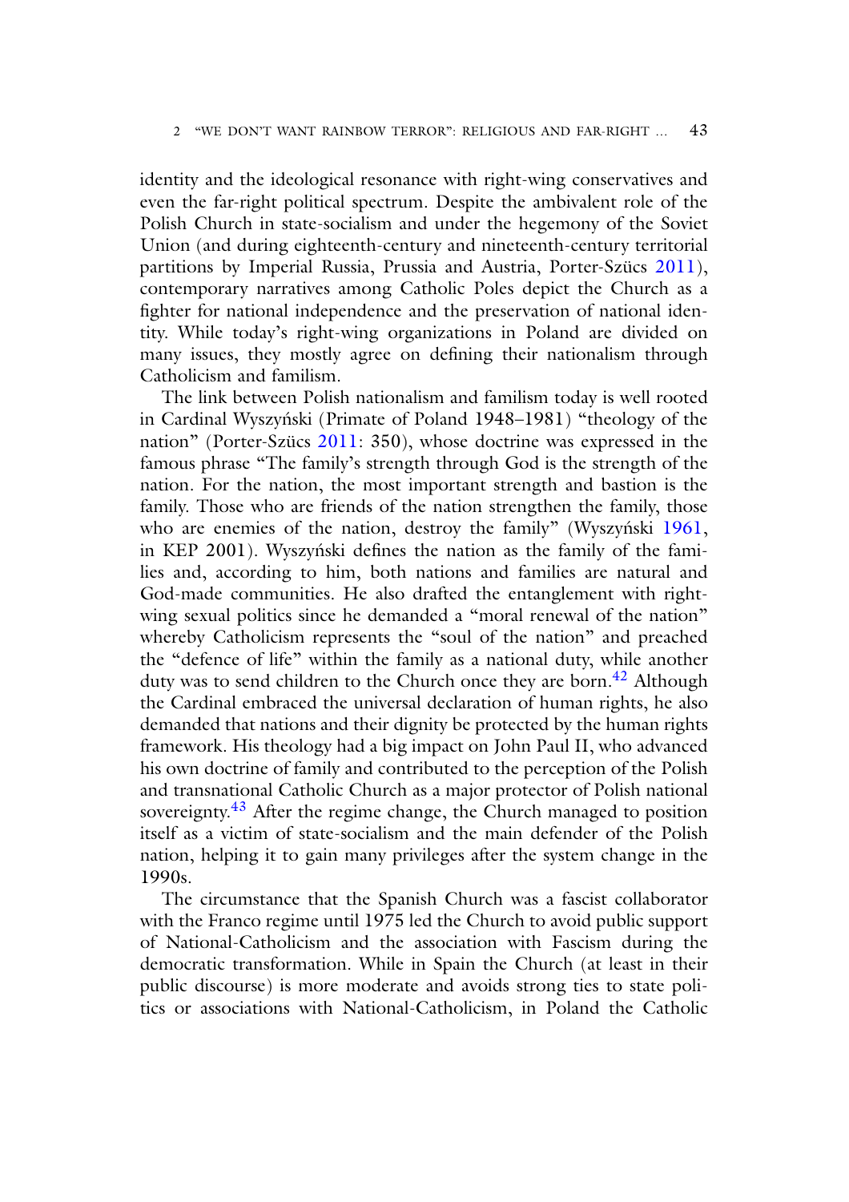identity and the ideological resonance with right-wing conservatives and even the far-right political spectrum. Despite the ambivalent role of the Polish Church in state-socialism and under the hegemony of the Soviet Union (and during eighteenth-century and nineteenth-century territorial partitions by Imperial Russia, Prussia and Austria, Porter-Szücs 2011), contemporary narratives among Catholic Poles depict the Church as a fighter for national independence and the preservation of national identity. While today's right-wing organizations in Poland are divided on many issues, they mostly agree on defining their nationalism through Catholicism and familism.

The link between Polish nationalism and familism today is well rooted in Cardinal Wyszyński (Primate of Poland 1948–1981) "theology of the nation" (Porter-Szücs 2011: 350), whose doctrine was expressed in the famous phrase "The family's strength through God is the strength of the nation. For the nation, the most important strength and bastion is the family. Those who are friends of the nation strengthen the family, those who are enemies of the nation, destroy the family" (Wyszyński 1961, in KEP 2001). Wyszyński defines the nation as the family of the families and, according to him, both nations and families are natural and God-made communities. He also drafted the entanglement with right-wing sexual politics since he demanded a "moral renewal of the nation" whereby Catholicism represents the "soul of the nation" and preached the "defence of life" within the family as a national duty, while another duty was to send children to the Church once they are born.[42] Although the Cardinal embraced the universal declaration of human rights, he also demanded that nations and their dignity be protected by the human rights framework. His theology had a big impact on John Paul II, who advanced his own doctrine of family and contributed to the perception of the Polish and transnational Catholic Church as a major protector of Polish national sovereignty.[43] After the regime change, the Church managed to position itself as a victim of state-socialism and the main defender of the Polish nation, helping it to gain many privileges after the system change in the 1990s.

The circumstance that the Spanish Church was a fascist collaborator with the Franco regime until 1975 led the Church to avoid public support of National-Catholicism and the association with Fascism during the democratic transformation. While in Spain the Church (at least in their public discourse) is more moderate and avoids strong ties to state politics or associations with National-Catholicism, in Poland the Catholic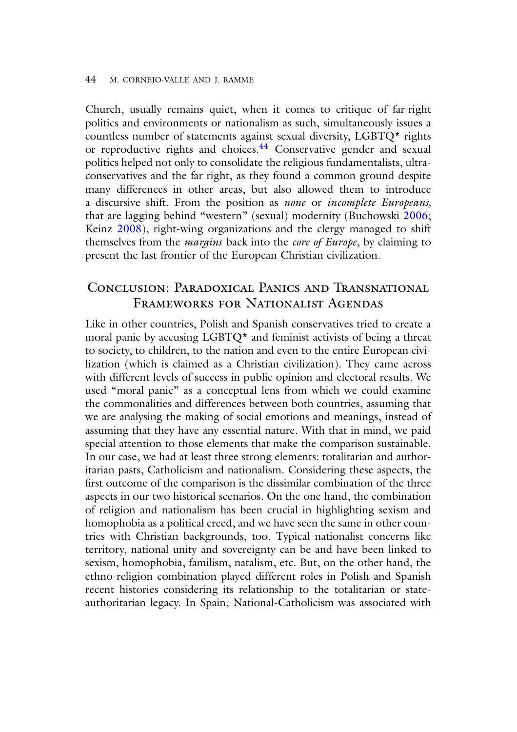Church, usually remains quiet, when it comes to critique of far-right politics and environments or nationalism as such, simultaneously issues a countless number of statements against sexual diversity, LGBTQ* rights or reproductive rights and choices.[44] Conservative gender and sexual politics helped not only to consolidate the religious fundamentalists, ultra-conservatives and the far right, as they found a common ground despite many differences in other areas, but also allowed them to introduce a discursive shift. From the position as *none* or *incomplete Europeans,* that are lagging behind "western" (sexual) modernity (Buchowski 2006; Keinz 2008), right-wing organizations and the clergy managed to shift themselves from the *margins* back into the *core of Europe*, by claiming to present the last frontier of the European Christian civilization.

## Conclusion: Paradoxical Panics and Transnational Frameworks for Nationalist Agendas

Like in other countries, Polish and Spanish conservatives tried to create a moral panic by accusing LGBTQ* and feminist activists of being a threat to society, to children, to the nation and even to the entire European civilization (which is claimed as a Christian civilization). They came across with different levels of success in public opinion and electoral results. We used "moral panic" as a conceptual lens from which we could examine the commonalities and differences between both countries, assuming that we are analysing the making of social emotions and meanings, instead of assuming that they have any essential nature. With that in mind, we paid special attention to those elements that make the comparison sustainable. In our case, we had at least three strong elements: totalitarian and authoritarian pasts, Catholicism and nationalism. Considering these aspects, the first outcome of the comparison is the dissimilar combination of the three aspects in our two historical scenarios. On the one hand, the combination of religion and nationalism has been crucial in highlighting sexism and homophobia as a political creed, and we have seen the same in other countries with Christian backgrounds, too. Typical nationalist concerns like territory, national unity and sovereignty can be and have been linked to sexism, homophobia, familism, natalism, etc. But, on the other hand, the ethno-religion combination played different roles in Polish and Spanish recent histories considering its relationship to the totalitarian or state-authoritarian legacy. In Spain, National-Catholicism was associated with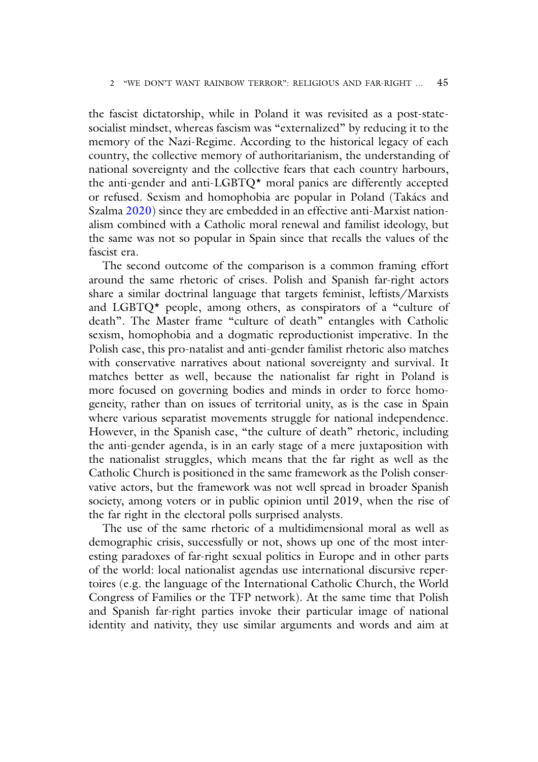the fascist dictatorship, while in Poland it was revisited as a post-state-socialist mindset, whereas fascism was "externalized" by reducing it to the memory of the Nazi-Regime. According to the historical legacy of each country, the collective memory of authoritarianism, the understanding of national sovereignty and the collective fears that each country harbours, the anti-gender and anti-LGBTQ* moral panics are differently accepted or refused. Sexism and homophobia are popular in Poland (Takács and Szalma 2020) since they are embedded in an effective anti-Marxist nationalism combined with a Catholic moral renewal and familist ideology, but the same was not so popular in Spain since that recalls the values of the fascist era.

The second outcome of the comparison is a common framing effort around the same rhetoric of crises. Polish and Spanish far-right actors share a similar doctrinal language that targets feminist, leftists/Marxists and LGBTQ* people, among others, as conspirators of a "culture of death". The Master frame "culture of death" entangles with Catholic sexism, homophobia and a dogmatic reproductionist imperative. In the Polish case, this pro-natalist and anti-gender familist rhetoric also matches with conservative narratives about national sovereignty and survival. It matches better as well, because the nationalist far right in Poland is more focused on governing bodies and minds in order to force homogeneity, rather than on issues of territorial unity, as is the case in Spain where various separatist movements struggle for national independence. However, in the Spanish case, "the culture of death" rhetoric, including the anti-gender agenda, is in an early stage of a mere juxtaposition with the nationalist struggles, which means that the far right as well as the Catholic Church is positioned in the same framework as the Polish conservative actors, but the framework was not well spread in broader Spanish society, among voters or in public opinion until 2019, when the rise of the far right in the electoral polls surprised analysts.

The use of the same rhetoric of a multidimensional moral as well as demographic crisis, successfully or not, shows up one of the most interesting paradoxes of far-right sexual politics in Europe and in other parts of the world: local nationalist agendas use international discursive repertoires (e.g. the language of the International Catholic Church, the World Congress of Families or the TFP network). At the same time that Polish and Spanish far-right parties invoke their particular image of national identity and nativity, they use similar arguments and words and aim at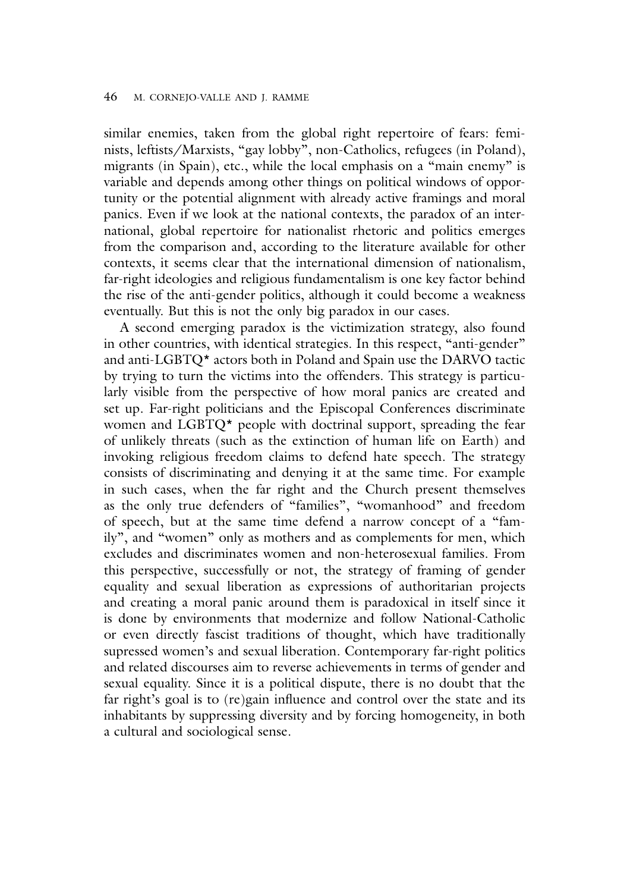similar enemies, taken from the global right repertoire of fears: feminists, leftists/Marxists, "gay lobby", non-Catholics, refugees (in Poland), migrants (in Spain), etc., while the local emphasis on a "main enemy" is variable and depends among other things on political windows of opportunity or the potential alignment with already active framings and moral panics. Even if we look at the national contexts, the paradox of an international, global repertoire for nationalist rhetoric and politics emerges from the comparison and, according to the literature available for other contexts, it seems clear that the international dimension of nationalism, far-right ideologies and religious fundamentalism is one key factor behind the rise of the anti-gender politics, although it could become a weakness eventually. But this is not the only big paradox in our cases.

A second emerging paradox is the victimization strategy, also found in other countries, with identical strategies. In this respect, "anti-gender" and anti-LGBTQ* actors both in Poland and Spain use the DARVO tactic by trying to turn the victims into the offenders. This strategy is particularly visible from the perspective of how moral panics are created and set up. Far-right politicians and the Episcopal Conferences discriminate women and LGBTQ* people with doctrinal support, spreading the fear of unlikely threats (such as the extinction of human life on Earth) and invoking religious freedom claims to defend hate speech. The strategy consists of discriminating and denying it at the same time. For example in such cases, when the far right and the Church present themselves as the only true defenders of "families", "womanhood" and freedom of speech, but at the same time defend a narrow concept of a "family", and "women" only as mothers and as complements for men, which excludes and discriminates women and non-heterosexual families. From this perspective, successfully or not, the strategy of framing of gender equality and sexual liberation as expressions of authoritarian projects and creating a moral panic around them is paradoxical in itself since it is done by environments that modernize and follow National-Catholic or even directly fascist traditions of thought, which have traditionally supressed women's and sexual liberation. Contemporary far-right politics and related discourses aim to reverse achievements in terms of gender and sexual equality. Since it is a political dispute, there is no doubt that the far right's goal is to (re)gain influence and control over the state and its inhabitants by suppressing diversity and by forcing homogeneity, in both a cultural and sociological sense.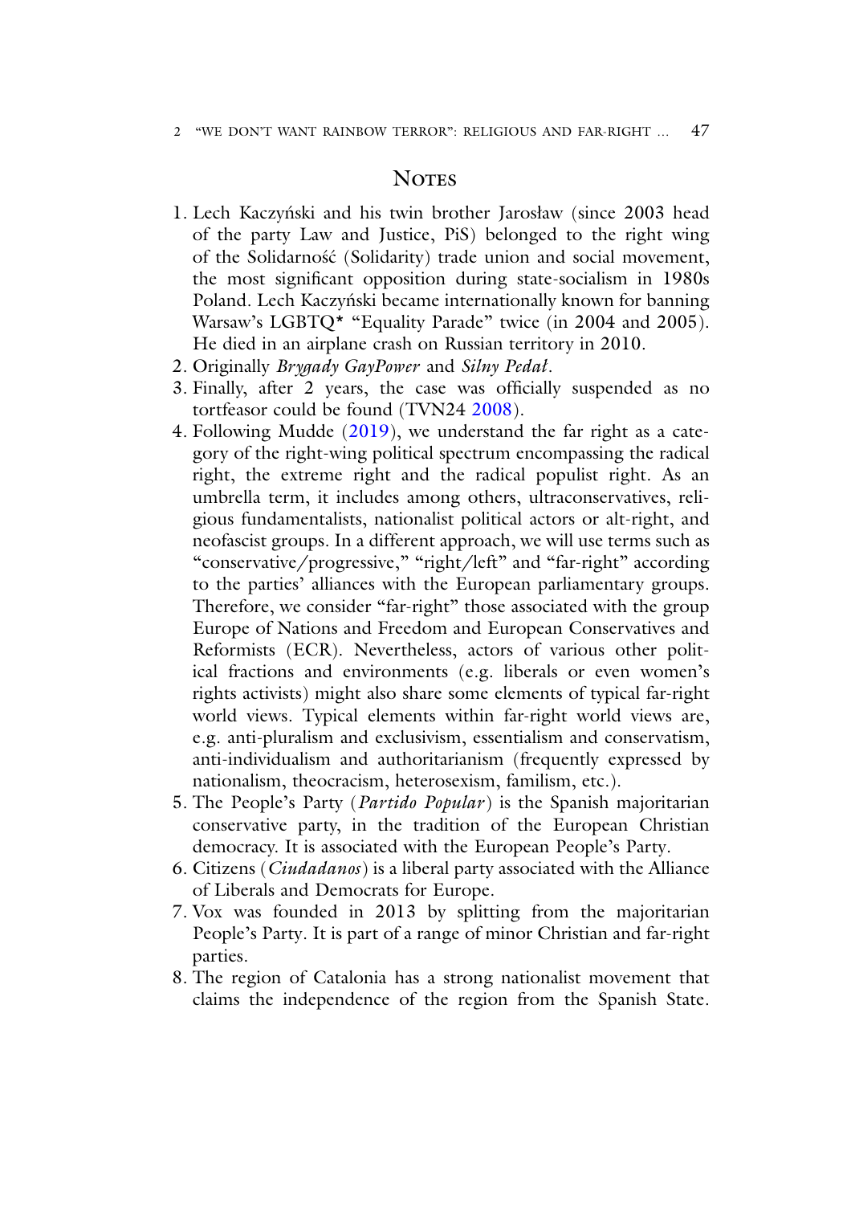## Notes

1. Lech Kaczyński and his twin brother Jarosław (since 2003 head of the party Law and Justice, PiS) belonged to the right wing of the Solidarność (Solidarity) trade union and social movement, the most significant opposition during state-socialism in 1980s Poland. Lech Kaczyński became internationally known for banning Warsaw's LGBTQ* "Equality Parade" twice (in 2004 and 2005). He died in an airplane crash on Russian territory in 2010.
2. Originally *Brygady GayPower* and *Silny Pedał*.
3. Finally, after 2 years, the case was officially suspended as no tortfeasor could be found (TVN24 2008).
4. Following Mudde (2019), we understand the far right as a category of the right-wing political spectrum encompassing the radical right, the extreme right and the radical populist right. As an umbrella term, it includes among others, ultraconservatives, religious fundamentalists, nationalist political actors or alt-right, and neofascist groups. In a different approach, we will use terms such as "conservative/progressive," "right/left" and "far-right" according to the parties' alliances with the European parliamentary groups. Therefore, we consider "far-right" those associated with the group Europe of Nations and Freedom and European Conservatives and Reformists (ECR). Nevertheless, actors of various other political fractions and environments (e.g. liberals or even women's rights activists) might also share some elements of typical far-right world views. Typical elements within far-right world views are, e.g. anti-pluralism and exclusivism, essentialism and conservatism, anti-individualism and authoritarianism (frequently expressed by nationalism, theocracism, heterosexism, familism, etc.).
5. The People's Party (*Partido Popular*) is the Spanish majoritarian conservative party, in the tradition of the European Christian democracy. It is associated with the European People's Party.
6. Citizens (*Ciudadanos*) is a liberal party associated with the Alliance of Liberals and Democrats for Europe.
7. Vox was founded in 2013 by splitting from the majoritarian People's Party. It is part of a range of minor Christian and far-right parties.
8. The region of Catalonia has a strong nationalist movement that claims the independence of the region from the Spanish State.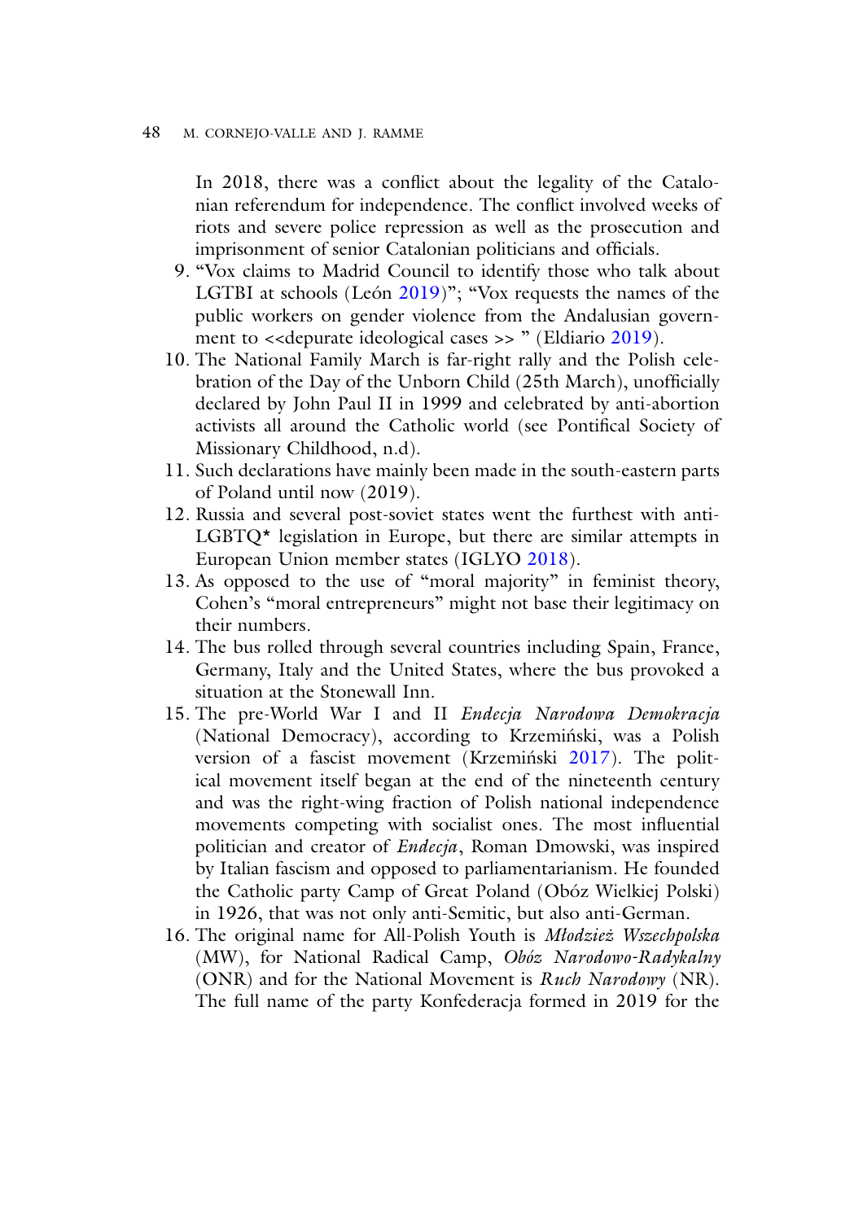In 2018, there was a conflict about the legality of the Catalonian referendum for independence. The conflict involved weeks of riots and severe police repression as well as the prosecution and imprisonment of senior Catalonian politicians and officials.

9. "Vox claims to Madrid Council to identify those who talk about LGTBI at schools (León 2019)"; "Vox requests the names of the public workers on gender violence from the Andalusian government to <<depurate ideological cases >> " (Eldiario 2019).
10. The National Family March is far-right rally and the Polish celebration of the Day of the Unborn Child (25th March), unofficially declared by John Paul II in 1999 and celebrated by anti-abortion activists all around the Catholic world (see Pontifical Society of Missionary Childhood, n.d).
11. Such declarations have mainly been made in the south-eastern parts of Poland until now (2019).
12. Russia and several post-soviet states went the furthest with anti-LGBTQ* legislation in Europe, but there are similar attempts in European Union member states (IGLYO 2018).
13. As opposed to the use of "moral majority" in feminist theory, Cohen's "moral entrepreneurs" might not base their legitimacy on their numbers.
14. The bus rolled through several countries including Spain, France, Germany, Italy and the United States, where the bus provoked a situation at the Stonewall Inn.
15. The pre-World War I and II *Endecja Narodowa Demokracja* (National Democracy), according to Krzemiński, was a Polish version of a fascist movement (Krzemiński 2017). The political movement itself began at the end of the nineteenth century and was the right-wing fraction of Polish national independence movements competing with socialist ones. The most influential politician and creator of *Endecja*, Roman Dmowski, was inspired by Italian fascism and opposed to parliamentarianism. He founded the Catholic party Camp of Great Poland (Obóz Wielkiej Polski) in 1926, that was not only anti-Semitic, but also anti-German.
16. The original name for All-Polish Youth is *Młodzież Wszechpolska* (MW), for National Radical Camp, *Obóz Narodowo-Radykalny* (ONR) and for the National Movement is *Ruch Narodowy* (NR). The full name of the party Konfederacja formed in 2019 for the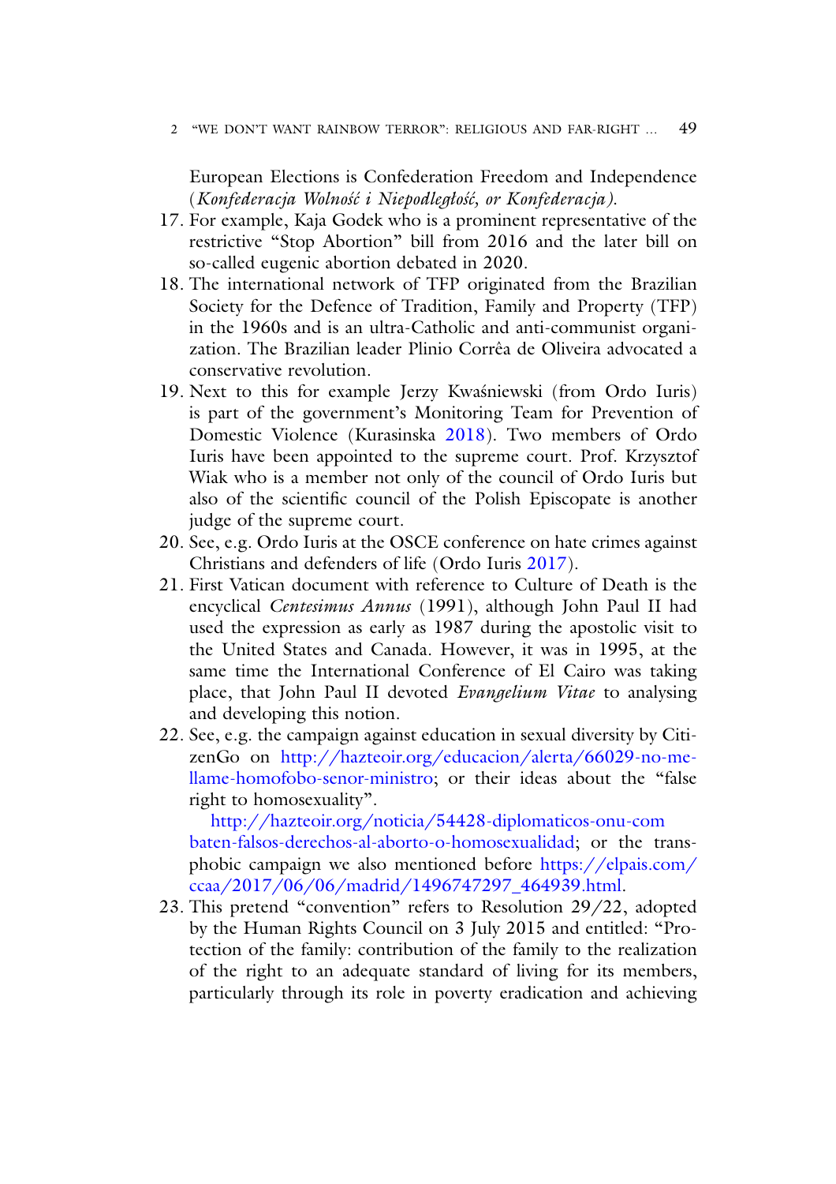European Elections is Confederation Freedom and Independence (*Konfederacja Wolność i Niepodległość, or Konfederacja*).

17. For example, Kaja Godek who is a prominent representative of the restrictive "Stop Abortion" bill from 2016 and the later bill on so-called eugenic abortion debated in 2020.
18. The international network of TFP originated from the Brazilian Society for the Defence of Tradition, Family and Property (TFP) in the 1960s and is an ultra-Catholic and anti-communist organization. The Brazilian leader Plinio Corrêa de Oliveira advocated a conservative revolution.
19. Next to this for example Jerzy Kwaśniewski (from Ordo Iuris) is part of the government's Monitoring Team for Prevention of Domestic Violence (Kurasinska 2018). Two members of Ordo Iuris have been appointed to the supreme court. Prof. Krzysztof Wiak who is a member not only of the council of Ordo Iuris but also of the scientific council of the Polish Episcopate is another judge of the supreme court.
20. See, e.g. Ordo Iuris at the OSCE conference on hate crimes against Christians and defenders of life (Ordo Iuris 2017).
21. First Vatican document with reference to Culture of Death is the encyclical *Centesimus Annus* (1991), although John Paul II had used the expression as early as 1987 during the apostolic visit to the United States and Canada. However, it was in 1995, at the same time the International Conference of El Cairo was taking place, that John Paul II devoted *Evangelium Vitae* to analysing and developing this notion.
22. See, e.g. the campaign against education in sexual diversity by CitizenGo on http://hazteoir.org/educacion/alerta/66029-no-me-llame-homofobo-senor-ministro; or their ideas about the "false right to homosexuality".
 http://hazteoir.org/noticia/54428-diplomaticos-onu-combaten-falsos-derechos-al-aborto-o-homosexualidad; or the transphobic campaign we also mentioned before https://elpais.com/ccaa/2017/06/06/madrid/1496747297_464939.html.
23. This pretend "convention" refers to Resolution 29/22, adopted by the Human Rights Council on 3 July 2015 and entitled: "Protection of the family: contribution of the family to the realization of the right to an adequate standard of living for its members, particularly through its role in poverty eradication and achieving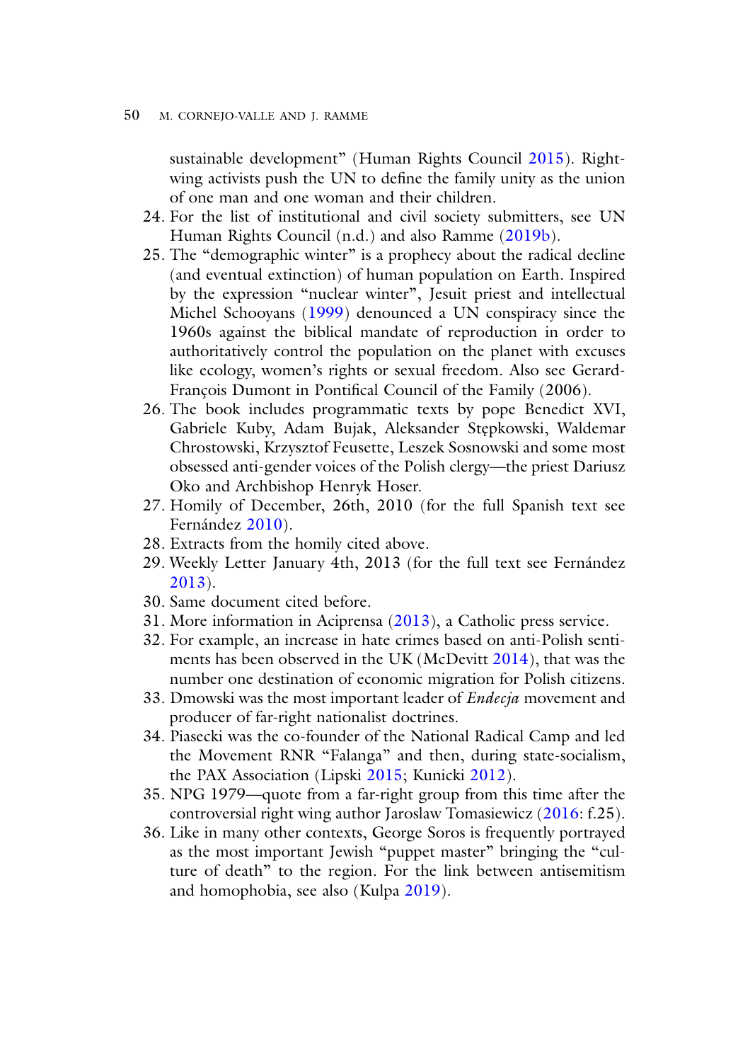sustainable development" (Human Rights Council 2015). Right-wing activists push the UN to define the family unity as the union of one man and one woman and their children.

24. For the list of institutional and civil society submitters, see UN Human Rights Council (n.d.) and also Ramme (2019b).
25. The "demographic winter" is a prophecy about the radical decline (and eventual extinction) of human population on Earth. Inspired by the expression "nuclear winter", Jesuit priest and intellectual Michel Schooyans (1999) denounced a UN conspiracy since the 1960s against the biblical mandate of reproduction in order to authoritatively control the population on the planet with excuses like ecology, women's rights or sexual freedom. Also see Gerard-François Dumont in Pontifical Council of the Family (2006).
26. The book includes programmatic texts by pope Benedict XVI, Gabriele Kuby, Adam Bujak, Aleksander Stępkowski, Waldemar Chrostowski, Krzysztof Feusette, Leszek Sosnowski and some most obsessed anti-gender voices of the Polish clergy—the priest Dariusz Oko and Archbishop Henryk Hoser.
27. Homily of December, 26th, 2010 (for the full Spanish text see Fernández 2010).
28. Extracts from the homily cited above.
29. Weekly Letter January 4th, 2013 (for the full text see Fernández 2013).
30. Same document cited before.
31. More information in Aciprensa (2013), a Catholic press service.
32. For example, an increase in hate crimes based on anti-Polish sentiments has been observed in the UK (McDevitt 2014), that was the number one destination of economic migration for Polish citizens.
33. Dmowski was the most important leader of *Endecja* movement and producer of far-right nationalist doctrines.
34. Piasecki was the co-founder of the National Radical Camp and led the Movement RNR "Falanga" and then, during state-socialism, the PAX Association (Lipski 2015; Kunicki 2012).
35. NPG 1979—quote from a far-right group from this time after the controversial right wing author Jaroslaw Tomasiewicz (2016: f.25).
36. Like in many other contexts, George Soros is frequently portrayed as the most important Jewish "puppet master" bringing the "culture of death" to the region. For the link between antisemitism and homophobia, see also (Kulpa 2019).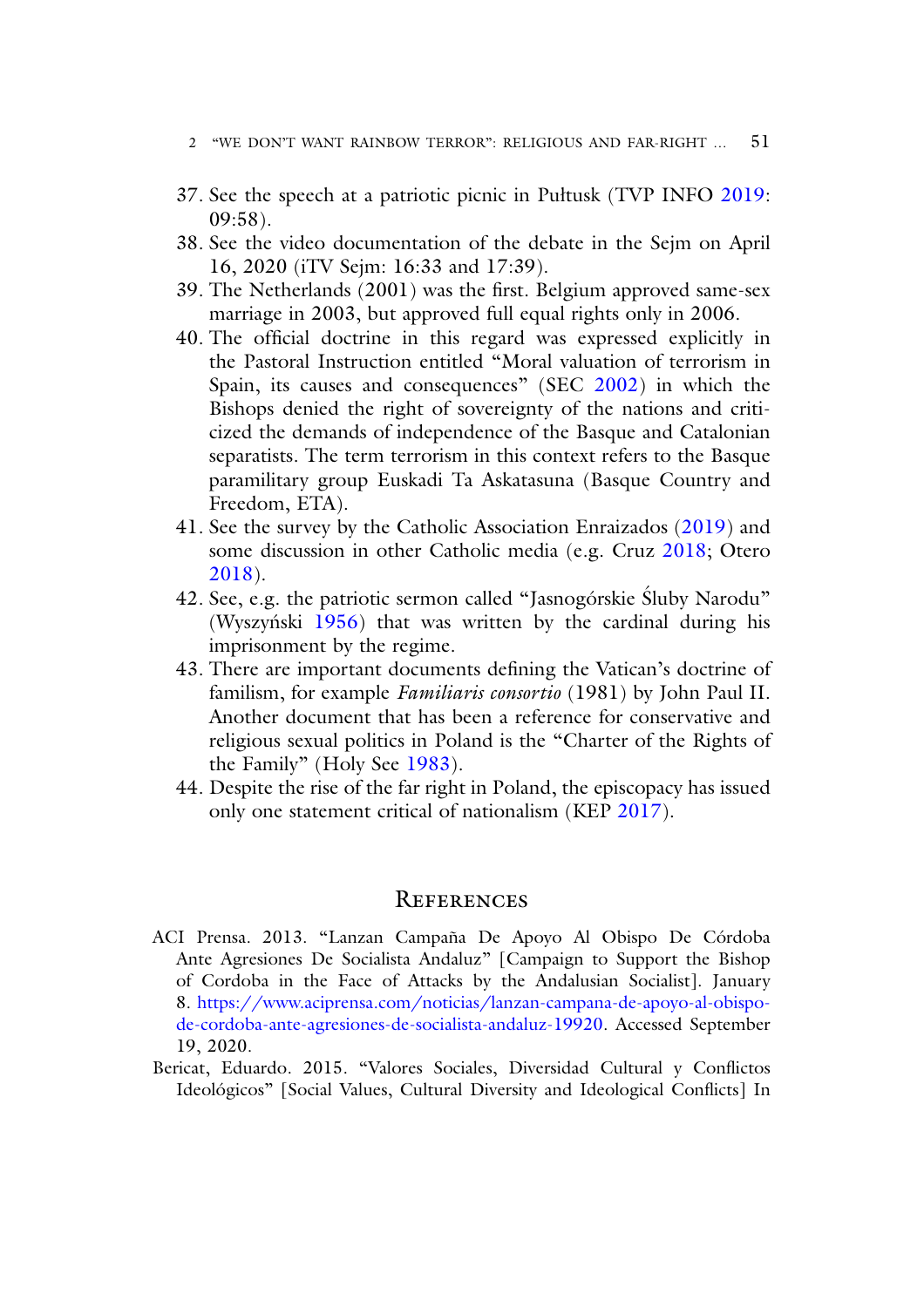37. See the speech at a patriotic picnic in Pułtusk (TVP INFO 2019: 09:58).
38. See the video documentation of the debate in the Sejm on April 16, 2020 (iTV Sejm: 16:33 and 17:39).
39. The Netherlands (2001) was the first. Belgium approved same-sex marriage in 2003, but approved full equal rights only in 2006.
40. The official doctrine in this regard was expressed explicitly in the Pastoral Instruction entitled "Moral valuation of terrorism in Spain, its causes and consequences" (SEC 2002) in which the Bishops denied the right of sovereignty of the nations and criticized the demands of independence of the Basque and Catalonian separatists. The term terrorism in this context refers to the Basque paramilitary group Euskadi Ta Askatasuna (Basque Country and Freedom, ETA).
41. See the survey by the Catholic Association Enraizados (2019) and some discussion in other Catholic media (e.g. Cruz 2018; Otero 2018).
42. See, e.g. the patriotic sermon called "Jasnogórskie Śluby Narodu" (Wyszyński 1956) that was written by the cardinal during his imprisonment by the regime.
43. There are important documents defining the Vatican's doctrine of familism, for example *Familiaris consortio* (1981) by John Paul II. Another document that has been a reference for conservative and religious sexual politics in Poland is the "Charter of the Rights of the Family" (Holy See 1983).
44. Despite the rise of the far right in Poland, the episcopacy has issued only one statement critical of nationalism (KEP 2017).

## References

ACI Prensa. 2013. "Lanzan Campaña De Apoyo Al Obispo De Córdoba Ante Agresiones De Socialista Andaluz" [Campaign to Support the Bishop of Cordoba in the Face of Attacks by the Andalusian Socialist]. January 8. https://www.aciprensa.com/noticias/lanzan-campana-de-apoyo-al-obispo-de-cordoba-ante-agresiones-de-socialista-andaluz-19920. Accessed September 19, 2020.

Bericat, Eduardo. 2015. "Valores Sociales, Diversidad Cultural y Conflictos Ideológicos" [Social Values, Cultural Diversity and Ideological Conflicts] In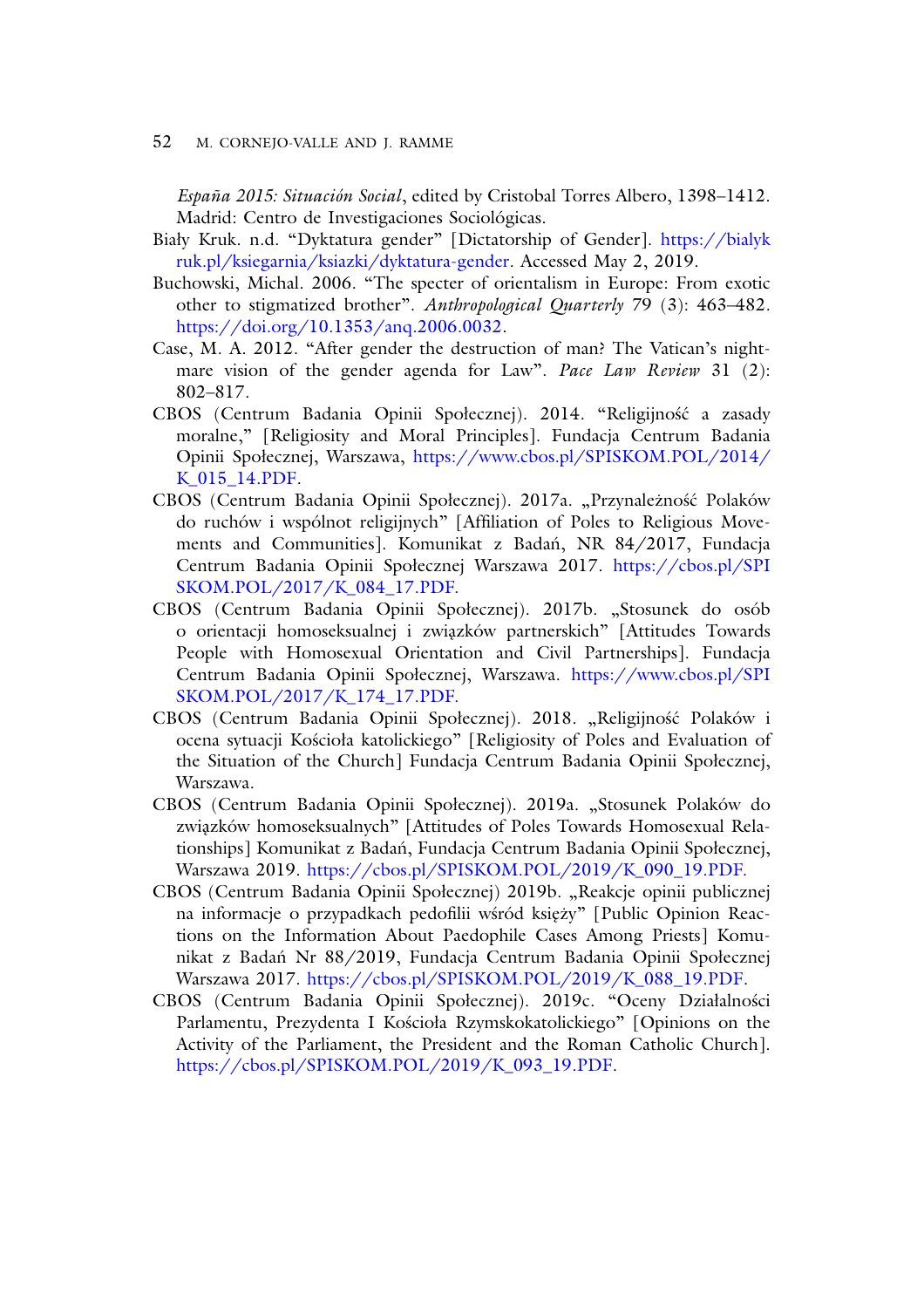*España 2015: Situación Social*, edited by Cristobal Torres Albero, 1398–1412. Madrid: Centro de Investigaciones Sociológicas.

Biały Kruk. n.d. "Dyktatura gender" [Dictatorship of Gender]. https://bialykruk.pl/ksiegarnia/ksiazki/dyktatura-gender. Accessed May 2, 2019.

Buchowski, Michal. 2006. "The specter of orientalism in Europe: From exotic other to stigmatized brother". *Anthropological Quarterly* 79 (3): 463–482. https://doi.org/10.1353/anq.2006.0032.

Case, M. A. 2012. "After gender the destruction of man? The Vatican's nightmare vision of the gender agenda for Law". *Pace Law Review* 31 (2): 802–817.

CBOS (Centrum Badania Opinii Społecznej). 2014. "Religijność a zasady moralne," [Religiosity and Moral Principles]. Fundacja Centrum Badania Opinii Społecznej, Warszawa, https://www.cbos.pl/SPISKOM.POL/2014/K_015_14.PDF.

CBOS (Centrum Badania Opinii Społecznej). 2017a. „Przynależność Polaków do ruchów i wspólnot religijnych" [Affiliation of Poles to Religious Movements and Communities]. Komunikat z Badań, NR 84/2017, Fundacja Centrum Badania Opinii Społecznej Warszawa 2017. https://cbos.pl/SPISKOM.POL/2017/K_084_17.PDF.

CBOS (Centrum Badania Opinii Społecznej). 2017b. „Stosunek do osób o orientacji homoseksualnej i związków partnerskich" [Attitudes Towards People with Homosexual Orientation and Civil Partnerships]. Fundacja Centrum Badania Opinii Społecznej, Warszawa. https://www.cbos.pl/SPISKOM.POL/2017/K_174_17.PDF.

CBOS (Centrum Badania Opinii Społecznej). 2018. „Religijność Polaków i ocena sytuacji Kościoła katolickiego" [Religiosity of Poles and Evaluation of the Situation of the Church] Fundacja Centrum Badania Opinii Społecznej, Warszawa.

CBOS (Centrum Badania Opinii Społecznej). 2019a. „Stosunek Polaków do związków homoseksualnych" [Attitudes of Poles Towards Homosexual Relationships] Komunikat z Badań, Fundacja Centrum Badania Opinii Społecznej, Warszawa 2019. https://cbos.pl/SPISKOM.POL/2019/K_090_19.PDF.

CBOS (Centrum Badania Opinii Społecznej) 2019b. „Reakcje opinii publicznej na informacje o przypadkach pedofilii wśród księży" [Public Opinion Reactions on the Information About Paedophile Cases Among Priests] Komunikat z Badań Nr 88/2019, Fundacja Centrum Badania Opinii Społecznej Warszawa 2017. https://cbos.pl/SPISKOM.POL/2019/K_088_19.PDF.

CBOS (Centrum Badania Opinii Społecznej). 2019c. "Oceny Działalności Parlamentu, Prezydenta I Kościoła Rzymskokatolickiego" [Opinions on the Activity of the Parliament, the President and the Roman Catholic Church]. https://cbos.pl/SPISKOM.POL/2019/K_093_19.PDF.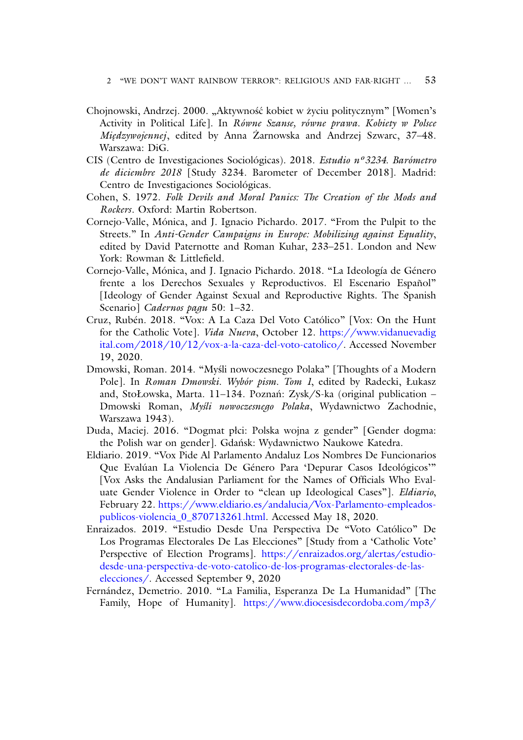Chojnowski, Andrzej. 2000. „Aktywność kobiet w życiu politycznym" [Women's Activity in Political Life]. In *Równe Szanse, równe prawa. Kobiety w Polsce Międzywojennej*, edited by Anna Żarnowska and Andrzej Szwarc, 37–48. Warszawa: DiG.

CIS (Centro de Investigaciones Sociológicas). 2018. *Estudio nº 3234. Barómetro de diciembre 2018* [Study 3234. Barometer of December 2018]. Madrid: Centro de Investigaciones Sociológicas.

Cohen, S. 1972. *Folk Devils and Moral Panics: The Creation of the Mods and Rockers*. Oxford: Martin Robertson.

Cornejo-Valle, Mónica, and J. Ignacio Pichardo. 2017. "From the Pulpit to the Streets." In *Anti-Gender Campaigns in Europe: Mobilizing against Equality*, edited by David Paternotte and Roman Kuhar, 233–251. London and New York: Rowman & Littlefield.

Cornejo-Valle, Mónica, and J. Ignacio Pichardo. 2018. "La Ideología de Género frente a los Derechos Sexuales y Reproductivos. El Escenario Español" [Ideology of Gender Against Sexual and Reproductive Rights. The Spanish Scenario] *Cadernos pagu* 50: 1–32.

Cruz, Rubén. 2018. "Vox: A La Caza Del Voto Católico" [Vox: On the Hunt for the Catholic Vote]. *Vida Nueva*, October 12. https://www.vidanuevadigital.com/2018/10/12/vox-a-la-caza-del-voto-catolico/. Accessed November 19, 2020.

Dmowski, Roman. 2014. "Myśli nowoczesnego Polaka" [Thoughts of a Modern Pole]. In *Roman Dmowski. Wybór pism. Tom 1*, edited by Radecki, Łukasz and, StoŁowska, Marta. 11–134. Poznań: Zysk/S-ka (original publication – Dmowski Roman, *Myśli nowoczesnego Polaka*, Wydawnictwo Zachodnie, Warszawa 1943).

Duda, Maciej. 2016. "Dogmat płci: Polska wojna z gender" [Gender dogma: the Polish war on gender]. Gdańsk: Wydawnictwo Naukowe Katedra.

Eldiario. 2019. "Vox Pide Al Parlamento Andaluz Los Nombres De Funcionarios Que Evalúan La Violencia De Género Para 'Depurar Casos Ideológicos'" [Vox Asks the Andalusian Parliament for the Names of Officials Who Evaluate Gender Violence in Order to "clean up Ideological Cases"]. *Eldiario*, February 22. https://www.eldiario.es/andalucia/Vox-Parlamento-empleados-publicos-violencia_0_870713261.html. Accessed May 18, 2020.

Enraizados. 2019. "Estudio Desde Una Perspectiva De "Voto Católico" De Los Programas Electorales De Las Elecciones" [Study from a 'Catholic Vote' Perspective of Election Programs]. https://enraizados.org/alertas/estudio-desde-una-perspectiva-de-voto-catolico-de-los-programas-electorales-de-las-elecciones/. Accessed September 9, 2020

Fernández, Demetrio. 2010. "La Familia, Esperanza De La Humanidad" [The Family, Hope of Humanity]. https://www.diocesisdecordoba.com/mp3/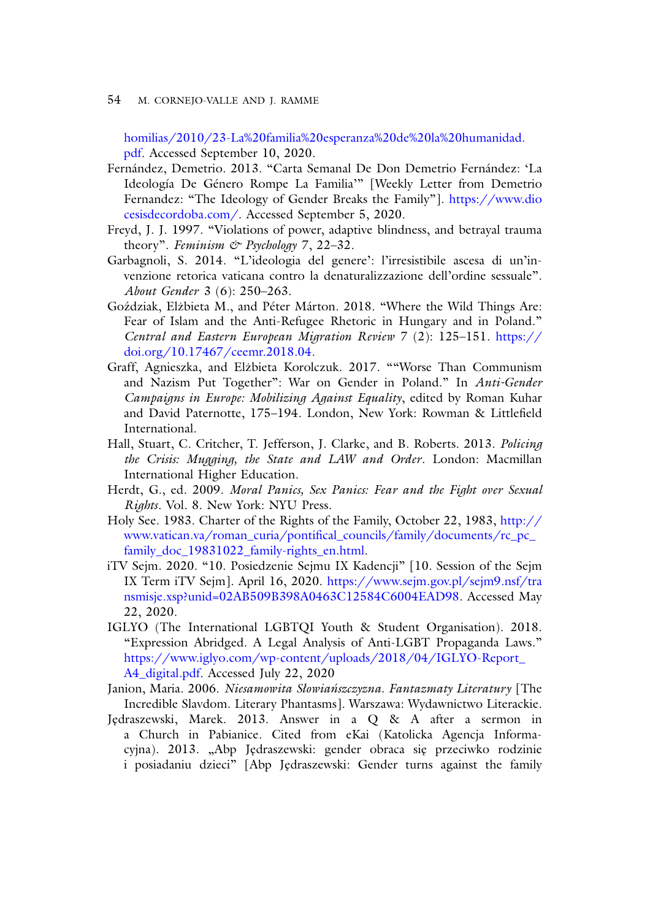homilias/2010/23-La%20familia%20esperanza%20de%20la%20humanidad.pdf. Accessed September 10, 2020.

Fernández, Demetrio. 2013. "Carta Semanal De Don Demetrio Fernández: 'La Ideología De Género Rompe La Familia'" [Weekly Letter from Demetrio Fernandez: "The Ideology of Gender Breaks the Family"]. https://www.diocesisdecordoba.com/. Accessed September 5, 2020.

Freyd, J. J. 1997. "Violations of power, adaptive blindness, and betrayal trauma theory". *Feminism & Psychology* 7, 22–32.

Garbagnoli, S. 2014. "L'ideologia del genere': l'irresistibile ascesa di un'invenzione retorica vaticana contro la denaturalizzazione dell'ordine sessuale". *About Gender* 3 (6): 250–263.

Goździak, Elżbieta M., and Péter Márton. 2018. "Where the Wild Things Are: Fear of Islam and the Anti-Refugee Rhetoric in Hungary and in Poland." *Central and Eastern European Migration Review* 7 (2): 125–151. https://doi.org/10.17467/ceemr.2018.04.

Graff, Agnieszka, and Elżbieta Korolczuk. 2017. ""Worse Than Communism and Nazism Put Together": War on Gender in Poland." In *Anti-Gender Campaigns in Europe: Mobilizing Against Equality*, edited by Roman Kuhar and David Paternotte, 175–194. London, New York: Rowman & Littlefield International.

Hall, Stuart, C. Critcher, T. Jefferson, J. Clarke, and B. Roberts. 2013. *Policing the Crisis: Mugging, the State and LAW and Order*. London: Macmillan International Higher Education.

Herdt, G., ed. 2009. *Moral Panics, Sex Panics: Fear and the Fight over Sexual Rights*. Vol. 8. New York: NYU Press.

Holy See. 1983. Charter of the Rights of the Family, October 22, 1983, http://www.vatican.va/roman_curia/pontifical_councils/family/documents/rc_pc_family_doc_19831022_family-rights_en.html.

iTV Sejm. 2020. "10. Posiedzenie Sejmu IX Kadencji" [10. Session of the Sejm IX Term iTV Sejm]. April 16, 2020. https://www.sejm.gov.pl/sejm9.nsf/transmisje.xsp?unid=02AB509B398A0463C12584C6004EAD98. Accessed May 22, 2020.

IGLYO (The International LGBTQI Youth & Student Organisation). 2018. "Expression Abridged. A Legal Analysis of Anti-LGBT Propaganda Laws." https://www.iglyo.com/wp-content/uploads/2018/04/IGLYO-Report_A4_digital.pdf. Accessed July 22, 2020

Janion, Maria. 2006. *Niesamowita Słowiańszczyzna. Fantazmaty Literatury* [The Incredible Slavdom. Literary Phantasms]. Warszawa: Wydawnictwo Literackie.

Jędraszewski, Marek. 2013. Answer in a Q & A after a sermon in a Church in Pabianice. Cited from eKai (Katolicka Agencja Informacyjna). 2013. „Abp Jędraszewski: gender obraca się przeciwko rodzinie i posiadaniu dzieci" [Abp Jędraszewski: Gender turns against the family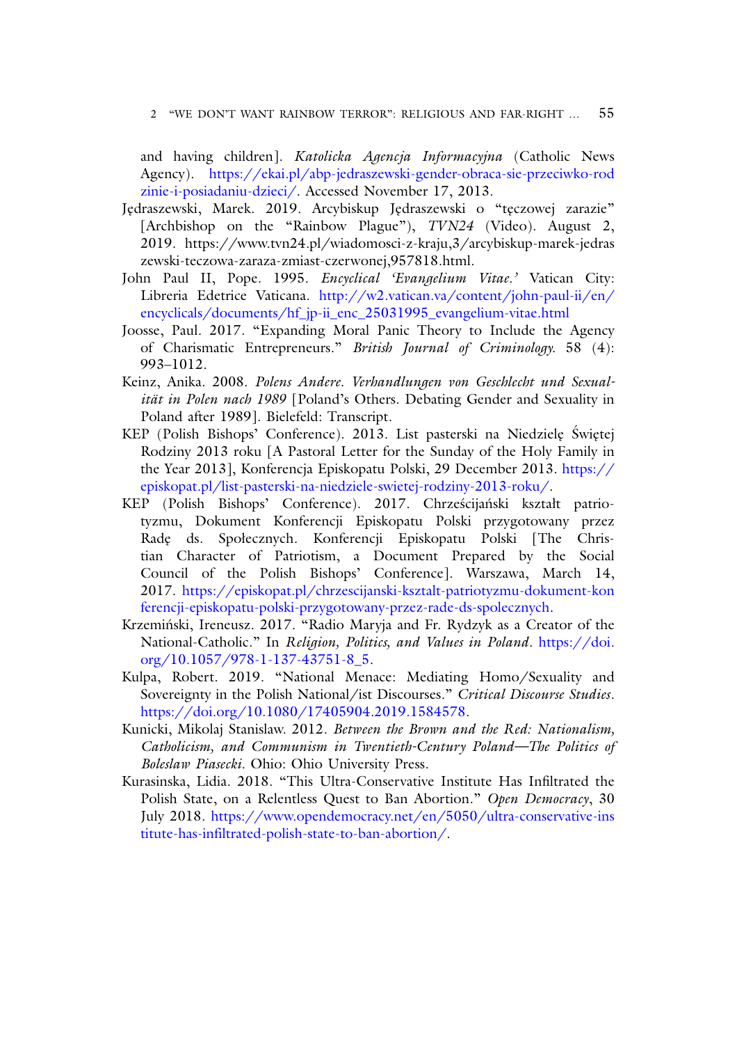and having children]. *Katolicka Agencja Informacyjna* (Catholic News Agency). https://ekai.pl/abp-jedraszewski-gender-obraca-sie-przeciwko-rodzinie-i-posiadaniu-dzieci/. Accessed November 17, 2013.

Jędraszewski, Marek. 2019. Arcybiskup Jędraszewski o "tęczowej zarazie" [Archbishop on the "Rainbow Plague"), *TVN24* (Video). August 2, 2019. https://www.tvn24.pl/wiadomosci-z-kraju,3/arcybiskup-marek-jedraszewski-teczowa-zaraza-zmiast-czerwonej,957818.html.

John Paul II, Pope. 1995. *Encyclical 'Evangelium Vitae.'* Vatican City: Libreria Edetrice Vaticana. http://w2.vatican.va/content/john-paul-ii/en/encyclicals/documents/hf_jp-ii_enc_25031995_evangelium-vitae.html

Joosse, Paul. 2017. "Expanding Moral Panic Theory to Include the Agency of Charismatic Entrepreneurs." *British Journal of Criminology*. 58 (4): 993–1012.

Keinz, Anika. 2008. *Polens Andere. Verhandlungen von Geschlecht und Sexualität in Polen nach 1989* [Poland's Others. Debating Gender and Sexuality in Poland after 1989]. Bielefeld: Transcript.

KEP (Polish Bishops' Conference). 2013. List pasterski na Niedzielę Świętej Rodziny 2013 roku [A Pastoral Letter for the Sunday of the Holy Family in the Year 2013], Konferencja Episkopatu Polski, 29 December 2013. https://episkopat.pl/list-pasterski-na-niedziele-swietej-rodziny-2013-roku/.

KEP (Polish Bishops' Conference). 2017. Chrześcijański kształt patriotyzmu, Dokument Konferencji Episkopatu Polski przygotowany przez Radę ds. Społecznych. Konferencji Episkopatu Polski [The Christian Character of Patriotism, a Document Prepared by the Social Council of the Polish Bishops' Conference]. Warszawa, March 14, 2017. https://episkopat.pl/chrzescijanski-ksztalt-patriotyzmu-dokument-konferencji-episkopatu-polski-przygotowany-przez-rade-ds-spolecznych.

Krzemiński, Ireneusz. 2017. "Radio Maryja and Fr. Rydzyk as a Creator of the National-Catholic." In *Religion, Politics, and Values in Poland*. https://doi.org/10.1057/978-1-137-43751-8_5.

Kulpa, Robert. 2019. "National Menace: Mediating Homo/Sexuality and Sovereignty in the Polish National/ist Discourses." *Critical Discourse Studies*. https://doi.org/10.1080/17405904.2019.1584578.

Kunicki, Mikolaj Stanislaw. 2012. *Between the Brown and the Red: Nationalism, Catholicism, and Communism in Twentieth-Century Poland—The Politics of Boleslaw Piasecki*. Ohio: Ohio University Press.

Kurasinska, Lidia. 2018. "This Ultra-Conservative Institute Has Infiltrated the Polish State, on a Relentless Quest to Ban Abortion." *Open Democracy*, 30 July 2018. https://www.opendemocracy.net/en/5050/ultra-conservative-institute-has-infiltrated-polish-state-to-ban-abortion/.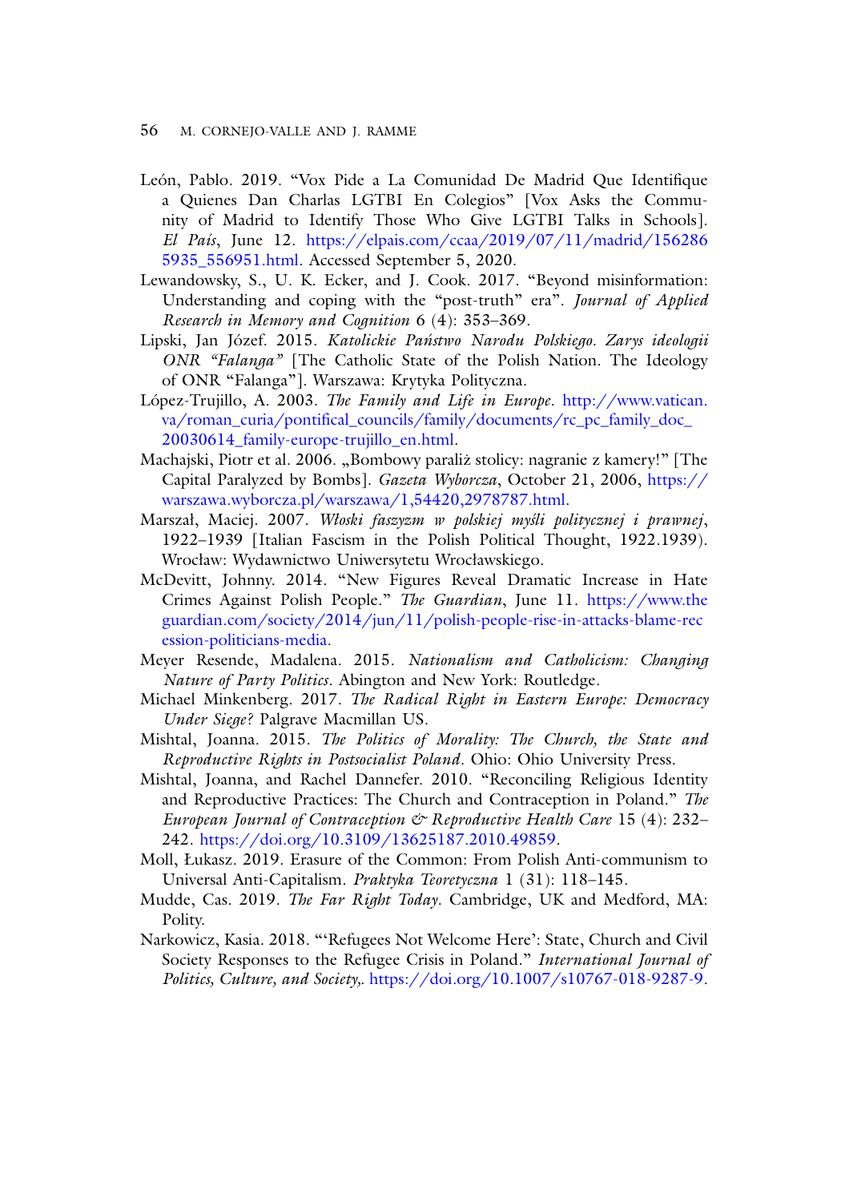León, Pablo. 2019. "Vox Pide a La Comunidad De Madrid Que Identifique a Quienes Dan Charlas LGTBI En Colegios" [Vox Asks the Community of Madrid to Identify Those Who Give LGTBI Talks in Schools]. *El País*, June 12. https://elpais.com/ccaa/2019/07/11/madrid/1562865935_556951.html. Accessed September 5, 2020.

Lewandowsky, S., U. K. Ecker, and J. Cook. 2017. "Beyond misinformation: Understanding and coping with the "post-truth" era". *Journal of Applied Research in Memory and Cognition* 6 (4): 353–369.

Lipski, Jan Józef. 2015. *Katolickie Państwo Narodu Polskiego. Zarys ideologii ONR "Falanga"* [The Catholic State of the Polish Nation. The Ideology of ONR "Falanga"]. Warszawa: Krytyka Polityczna.

López-Trujillo, A. 2003. *The Family and Life in Europe*. http://www.vatican.va/roman_curia/pontifical_councils/family/documents/rc_pc_family_doc_20030614_family-europe-trujillo_en.html.

Machajski, Piotr et al. 2006. „Bombowy paraliż stolicy: nagranie z kamery!" [The Capital Paralyzed by Bombs]. *Gazeta Wyborcza*, October 21, 2006, https://warszawa.wyborcza.pl/warszawa/1,54420,2978787.html.

Marszał, Maciej. 2007. *Włoski faszyzm w polskiej myśli politycznej i prawnej*, 1922–1939 [Italian Fascism in the Polish Political Thought, 1922.1939). Wrocław: Wydawnictwo Uniwersytetu Wrocławskiego.

McDevitt, Johnny. 2014. "New Figures Reveal Dramatic Increase in Hate Crimes Against Polish People." *The Guardian*, June 11. https://www.theguardian.com/society/2014/jun/11/polish-people-rise-in-attacks-blame-recession-politicians-media.

Meyer Resende, Madalena. 2015. *Nationalism and Catholicism: Changing Nature of Party Politics*. Abington and New York: Routledge.

Michael Minkenberg. 2017. *The Radical Right in Eastern Europe: Democracy Under Siege?* Palgrave Macmillan US.

Mishtal, Joanna. 2015. *The Politics of Morality: The Church, the State and Reproductive Rights in Postsocialist Poland*. Ohio: Ohio University Press.

Mishtal, Joanna, and Rachel Dannefer. 2010. "Reconciling Religious Identity and Reproductive Practices: The Church and Contraception in Poland." *The European Journal of Contraception & Reproductive Health Care* 15 (4): 232–242. https://doi.org/10.3109/13625187.2010.49859.

Moll, Łukasz. 2019. Erasure of the Common: From Polish Anti-communism to Universal Anti-Capitalism. *Praktyka Teoretyczna* 1 (31): 118–145.

Mudde, Cas. 2019. *The Far Right Today*. Cambridge, UK and Medford, MA: Polity.

Narkowicz, Kasia. 2018. "'Refugees Not Welcome Here': State, Church and Civil Society Responses to the Refugee Crisis in Poland." *International Journal of Politics, Culture, and Society*,. https://doi.org/10.1007/s10767-018-9287-9.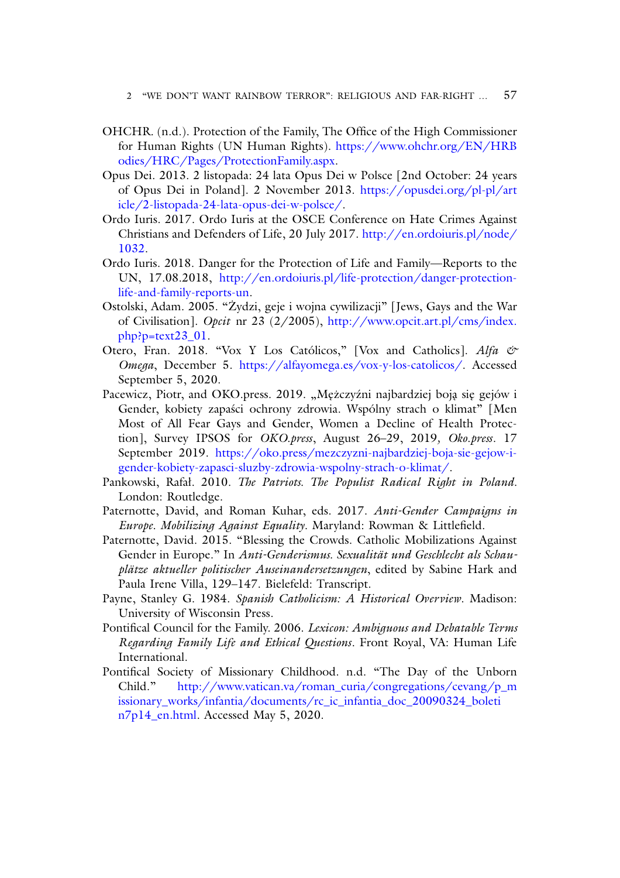OHCHR. (n.d.). Protection of the Family, The Office of the High Commissioner for Human Rights (UN Human Rights). https://www.ohchr.org/EN/HRBodies/HRC/Pages/ProtectionFamily.aspx.

Opus Dei. 2013. 2 listopada: 24 lata Opus Dei w Polsce [2nd October: 24 years of Opus Dei in Poland]. 2 November 2013. https://opusdei.org/pl-pl/article/2-listopada-24-lata-opus-dei-w-polsce/.

Ordo Iuris. 2017. Ordo Iuris at the OSCE Conference on Hate Crimes Against Christians and Defenders of Life, 20 July 2017. http://en.ordoiuris.pl/node/1032.

Ordo Iuris. 2018. Danger for the Protection of Life and Family—Reports to the UN, 17.08.2018, http://en.ordoiuris.pl/life-protection/danger-protection-life-and-family-reports-un.

Ostolski, Adam. 2005. "Żydzi, geje i wojna cywilizacji" [Jews, Gays and the War of Civilisation]. *Opcit* nr 23 (2/2005), http://www.opcit.art.pl/cms/index.php?p=text23_01.

Otero, Fran. 2018. "Vox Y Los Católicos," [Vox and Catholics]. *Alfa & Omega*, December 5. https://alfayomega.es/vox-y-los-catolicos/. Accessed September 5, 2020.

Pacewicz, Piotr, and OKO.press. 2019. „Mężczyźni najbardziej boją się gejów i Gender, kobiety zapaści ochrony zdrowia. Wspólny strach o klimat" [Men Most of All Fear Gays and Gender, Women a Decline of Health Protection], Survey IPSOS for *OKO.press*, August 26–29, 2019*, Oko.press*. 17 September 2019. https://oko.press/mezczyzni-najbardziej-boja-sie-gejow-i-gender-kobiety-zapasci-sluzby-zdrowia-wspolny-strach-o-klimat/.

Pankowski, Rafał. 2010. *The Patriots. The Populist Radical Right in Poland*. London: Routledge.

Paternotte, David, and Roman Kuhar, eds. 2017. *Anti-Gender Campaigns in Europe. Mobilizing Against Equality*. Maryland: Rowman & Littlefield.

Paternotte, David. 2015. "Blessing the Crowds. Catholic Mobilizations Against Gender in Europe." In *Anti-Genderismus. Sexualität und Geschlecht als Schauplätze aktueller politischer Auseinandersetzungen*, edited by Sabine Hark and Paula Irene Villa, 129–147. Bielefeld: Transcript.

Payne, Stanley G. 1984. *Spanish Catholicism: A Historical Overview*. Madison: University of Wisconsin Press.

Pontifical Council for the Family. 2006. *Lexicon: Ambiguous and Debatable Terms Regarding Family Life and Ethical Questions*. Front Royal, VA: Human Life International.

Pontifical Society of Missionary Childhood. n.d. "The Day of the Unborn Child." http://www.vatican.va/roman_curia/congregations/cevang/p_missionary_works/infantia/documents/rc_ic_infantia_doc_20090324_boletin7p14_en.html. Accessed May 5, 2020.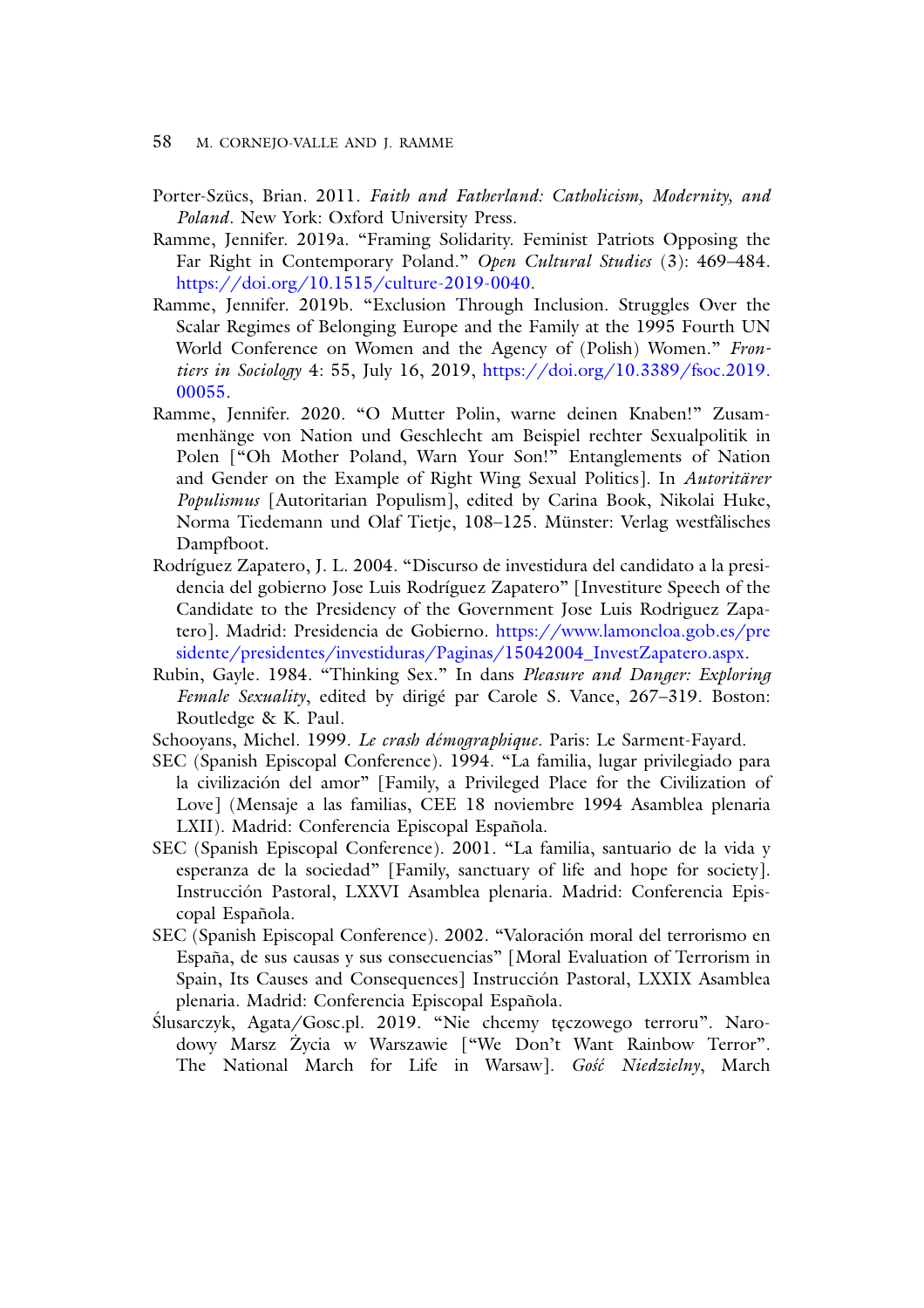Porter-Szücs, Brian. 2011. *Faith and Fatherland: Catholicism, Modernity, and Poland*. New York: Oxford University Press.

Ramme, Jennifer. 2019a. "Framing Solidarity. Feminist Patriots Opposing the Far Right in Contemporary Poland." *Open Cultural Studies* (3): 469–484. https://doi.org/10.1515/culture-2019-0040.

Ramme, Jennifer. 2019b. "Exclusion Through Inclusion. Struggles Over the Scalar Regimes of Belonging Europe and the Family at the 1995 Fourth UN World Conference on Women and the Agency of (Polish) Women." *Frontiers in Sociology* 4: 55, July 16, 2019, https://doi.org/10.3389/fsoc.2019.00055.

Ramme, Jennifer. 2020. "O Mutter Polin, warne deinen Knaben!" Zusammenhänge von Nation und Geschlecht am Beispiel rechter Sexualpolitik in Polen ["Oh Mother Poland, Warn Your Son!" Entanglements of Nation and Gender on the Example of Right Wing Sexual Politics]. In *Autoritärer Populismus* [Autoritarian Populism], edited by Carina Book, Nikolai Huke, Norma Tiedemann und Olaf Tietje, 108–125. Münster: Verlag westfälisches Dampfboot.

Rodríguez Zapatero, J. L. 2004. "Discurso de investidura del candidato a la presidencia del gobierno Jose Luis Rodríguez Zapatero" [Investiture Speech of the Candidate to the Presidency of the Government Jose Luis Rodriguez Zapatero]. Madrid: Presidencia de Gobierno. https://www.lamoncloa.gob.es/presidente/presidentes/investiduras/Paginas/15042004_InvestZapatero.aspx.

Rubin, Gayle. 1984. "Thinking Sex." In dans *Pleasure and Danger: Exploring Female Sexuality*, edited by dirigé par Carole S. Vance, 267–319. Boston: Routledge & K. Paul.

Schooyans, Michel. 1999. *Le crash démographique*. Paris: Le Sarment-Fayard.

SEC (Spanish Episcopal Conference). 1994. "La familia, lugar privilegiado para la civilización del amor" [Family, a Privileged Place for the Civilization of Love] (Mensaje a las familias, CEE 18 noviembre 1994 Asamblea plenaria LXII). Madrid: Conferencia Episcopal Española.

SEC (Spanish Episcopal Conference). 2001. "La familia, santuario de la vida y esperanza de la sociedad" [Family, sanctuary of life and hope for society]. Instrucción Pastoral, LXXVI Asamblea plenaria. Madrid: Conferencia Episcopal Española.

SEC (Spanish Episcopal Conference). 2002. "Valoración moral del terrorismo en España, de sus causas y sus consecuencias" [Moral Evaluation of Terrorism in Spain, Its Causes and Consequences] Instrucción Pastoral, LXXIX Asamblea plenaria. Madrid: Conferencia Episcopal Española.

Ślusarczyk, Agata/Gosc.pl. 2019. "Nie chcemy tęczowego terroru". Narodowy Marsz Życia w Warszawie ["We Don't Want Rainbow Terror". The National March for Life in Warsaw]. *Gość Niedzielny*, March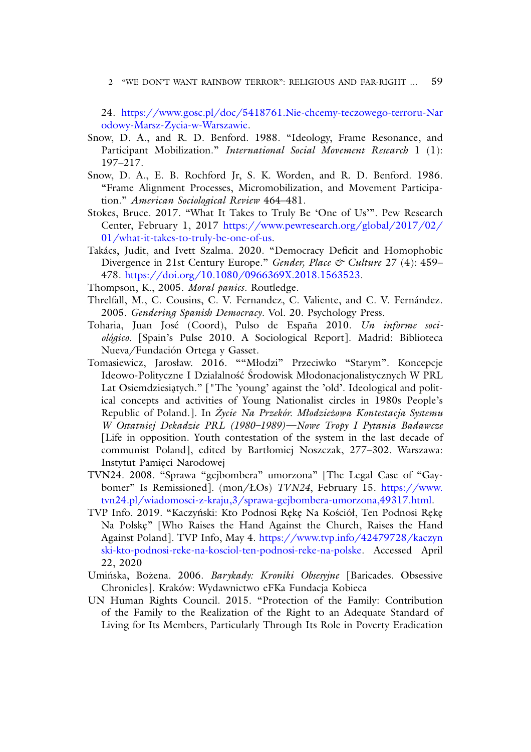24. https://www.gosc.pl/doc/5418761.Nie-chcemy-teczowego-terroru-Narodowy-Marsz-Zycia-w-Warszawie.

Snow, D. A., and R. D. Benford. 1988. "Ideology, Frame Resonance, and Participant Mobilization." *International Social Movement Research* 1 (1): 197–217.

Snow, D. A., E. B. Rochford Jr, S. K. Worden, and R. D. Benford. 1986. "Frame Alignment Processes, Micromobilization, and Movement Participation." *American Sociological Review* 464–481.

Stokes, Bruce. 2017. "What It Takes to Truly Be 'One of Us'". Pew Research Center, February 1, 2017 https://www.pewresearch.org/global/2017/02/01/what-it-takes-to-truly-be-one-of-us.

Takács, Judit, and Ivett Szalma. 2020. "Democracy Deficit and Homophobic Divergence in 21st Century Europe." *Gender, Place & Culture* 27 (4): 459–478. https://doi.org/10.1080/0966369X.2018.1563523.

Thompson, K., 2005. *Moral panics*. Routledge.

Threlfall, M., C. Cousins, C. V. Fernandez, C. Valiente, and C. V. Fernández. 2005. *Gendering Spanish Democracy*. Vol. 20. Psychology Press.

Toharia, Juan José (Coord), Pulso de España 2010. *Un informe sociológico.* [Spain's Pulse 2010. A Sociological Report]. Madrid: Biblioteca Nueva/Fundación Ortega y Gasset.

Tomasiewicz, Jarosław. 2016. ""Młodzi" Przeciwko "Starym". Koncepcje Ideowo-Polityczne I Działalność Środowisk Młodonacjonalistycznych W PRL Lat Osiemdziesiątych." ["The 'young' against the 'old'. Ideological and political concepts and activities of Young Nationalist circles in 1980s People's Republic of Poland.]. In *Życie Na Przekór. Młodzieżowa Kontestacja Systemu W Ostatniej Dekadzie PRL (1980–1989)—Nowe Tropy I Pytania Badawcze* [Life in opposition. Youth contestation of the system in the last decade of communist Poland], edited by Bartłomiej Noszczak, 277–302. Warszawa: Instytut Pamięci Narodowej

TVN24. 2008. "Sprawa "gejbombera" umorzona" [The Legal Case of "Gaybomer" Is Remissioned]. (mon/ŁOs) *TVN24*, February 15. https://www.tvn24.pl/wiadomosci-z-kraju,3/sprawa-gejbombera-umorzona,49317.html.

TVP Info. 2019. "Kaczyński: Kto Podnosi Rękę Na Kościół, Ten Podnosi Rękę Na Polskę" [Who Raises the Hand Against the Church, Raises the Hand Against Poland]. TVP Info, May 4. https://www.tvp.info/42479728/kaczynski-kto-podnosi-reke-na-kosciol-ten-podnosi-reke-na-polske. Accessed April 22, 2020

Umińska, Bożena. 2006. *Barykady: Kroniki Obsesyjne* [Baricades. Obsessive Chronicles]. Kraków: Wydawnictwo eFKa Fundacja Kobieca

UN Human Rights Council. 2015. "Protection of the Family: Contribution of the Family to the Realization of the Right to an Adequate Standard of Living for Its Members, Particularly Through Its Role in Poverty Eradication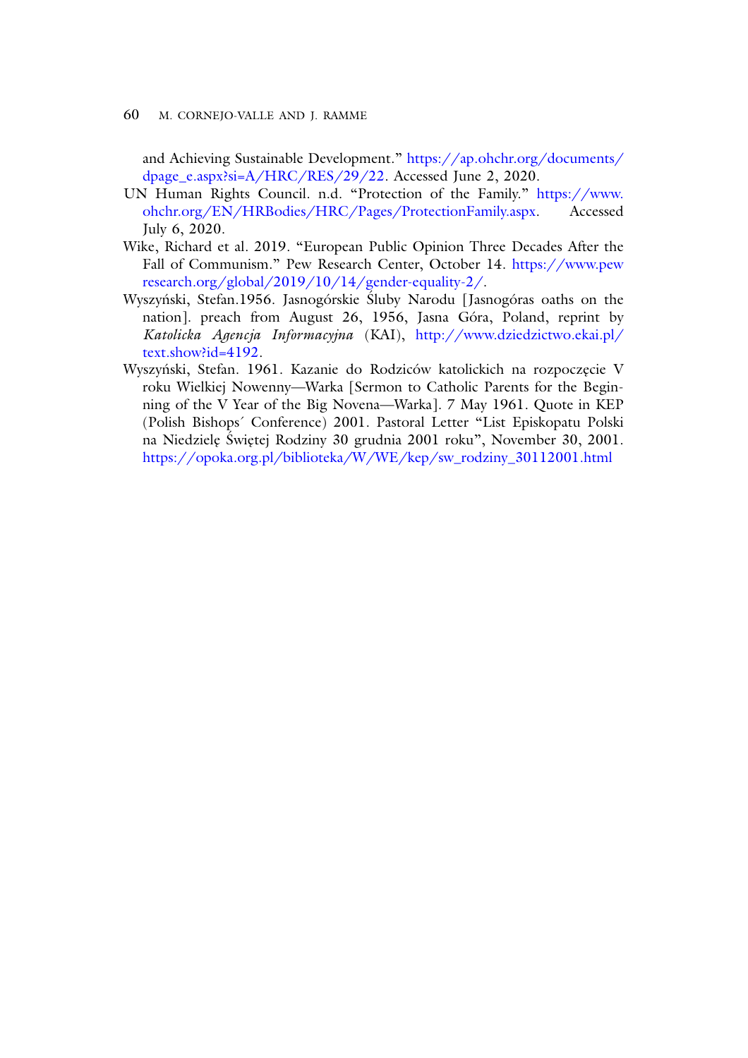and Achieving Sustainable Development." https://ap.ohchr.org/documents/dpage_e.aspx?si=A/HRC/RES/29/22. Accessed June 2, 2020.

UN Human Rights Council. n.d. "Protection of the Family." https://www.ohchr.org/EN/HRBodies/HRC/Pages/ProtectionFamily.aspx. Accessed July 6, 2020.

Wike, Richard et al. 2019. "European Public Opinion Three Decades After the Fall of Communism." Pew Research Center, October 14. https://www.pewresearch.org/global/2019/10/14/gender-equality-2/.

Wyszyński, Stefan.1956. Jasnogórskie Śluby Narodu [Jasnogóras oaths on the nation]. preach from August 26, 1956, Jasna Góra, Poland, reprint by *Katolicka Agencja Informacyjna* (KAI), http://www.dziedzictwo.ekai.pl/text.show?id=4192.

Wyszyński, Stefan. 1961. Kazanie do Rodziców katolickich na rozpoczęcie V roku Wielkiej Nowenny—Warka [Sermon to Catholic Parents for the Beginning of the V Year of the Big Novena—Warka]. 7 May 1961. Quote in KEP (Polish Bishops´ Conference) 2001. Pastoral Letter "List Episkopatu Polski na Niedzielę Świętej Rodziny 30 grudnia 2001 roku", November 30, 2001. https://opoka.org.pl/biblioteka/W/WE/kep/sw_rodziny_30112001.html